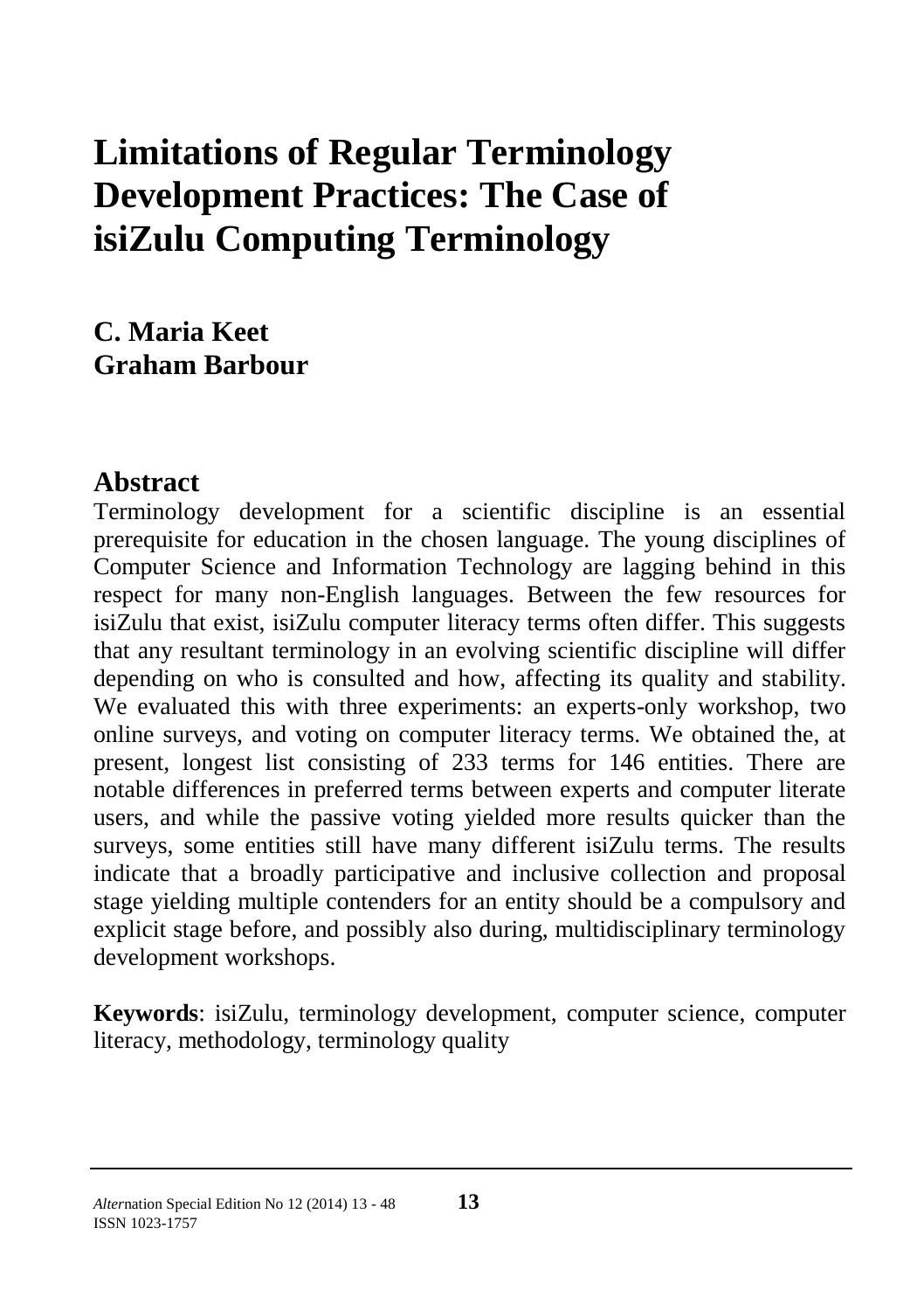# Limitations of Regular Terminology Development Practices: The Case of isiZulu Computing Terminology

**C. Maria Keet**
**Graham Barbour**

## Abstract

Terminology development for a scientific discipline is an essential prerequisite for education in the chosen language. The young disciplines of Computer Science and Information Technology are lagging behind in this respect for many non-English languages. Between the few resources for isiZulu that exist, isiZulu computer literacy terms often differ. This suggests that any resultant terminology in an evolving scientific discipline will differ depending on who is consulted and how, affecting its quality and stability. We evaluated this with three experiments: an experts-only workshop, two online surveys, and voting on computer literacy terms. We obtained the, at present, longest list consisting of 233 terms for 146 entities. There are notable differences in preferred terms between experts and computer literate users, and while the passive voting yielded more results quicker than the surveys, some entities still have many different isiZulu terms. The results indicate that a broadly participative and inclusive collection and proposal stage yielding multiple contenders for an entity should be a compulsory and explicit stage before, and possibly also during, multidisciplinary terminology development workshops.

**Keywords**: isiZulu, terminology development, computer science, computer literacy, methodology, terminology quality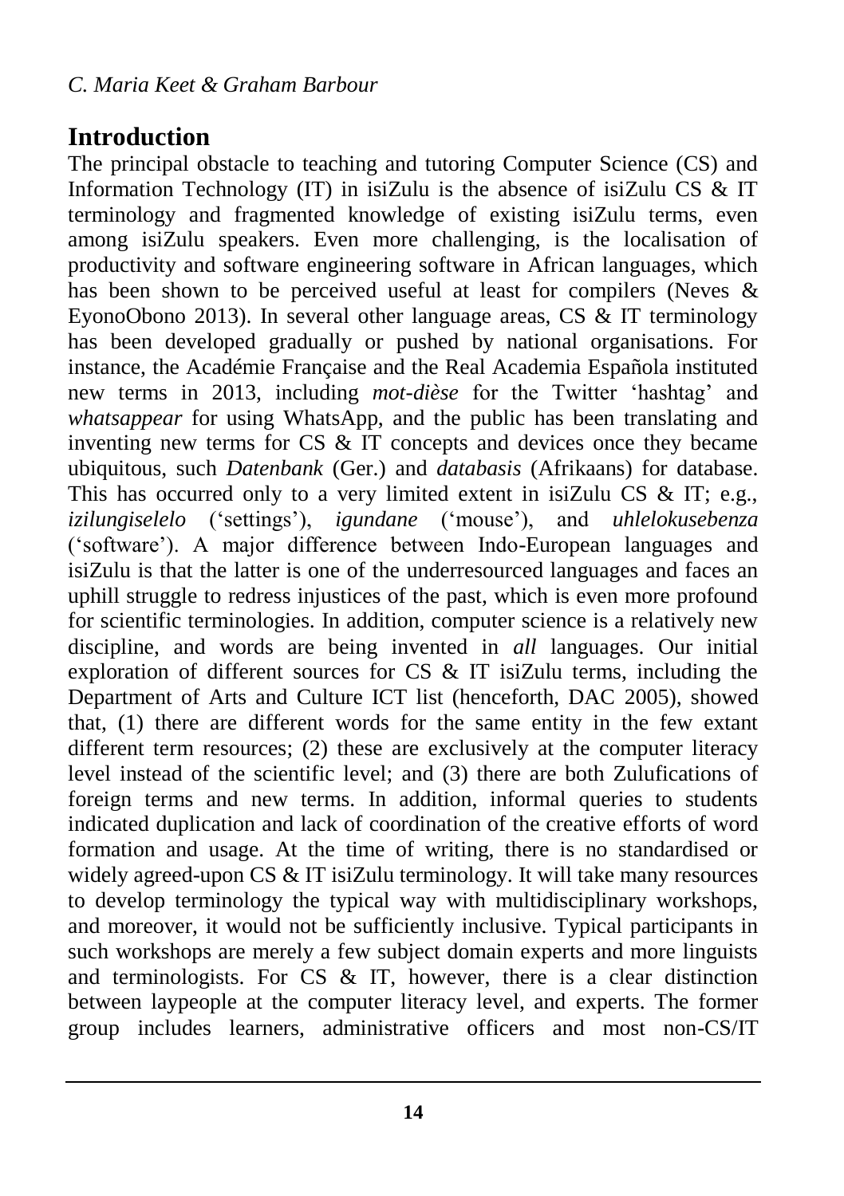## Introduction

The principal obstacle to teaching and tutoring Computer Science (CS) and Information Technology (IT) in isiZulu is the absence of isiZulu CS & IT terminology and fragmented knowledge of existing isiZulu terms, even among isiZulu speakers. Even more challenging, is the localisation of productivity and software engineering software in African languages, which has been shown to be perceived useful at least for compilers (Neves & EyonoObono 2013). In several other language areas, CS & IT terminology has been developed gradually or pushed by national organisations. For instance, the Académie Française and the Real Academia Española instituted new terms in 2013, including *mot-dièse* for the Twitter 'hashtag' and *whatsappear* for using WhatsApp, and the public has been translating and inventing new terms for CS & IT concepts and devices once they became ubiquitous, such *Datenbank* (Ger.) and *databasis* (Afrikaans) for database. This has occurred only to a very limited extent in isiZulu CS & IT; e.g., *izilungiselelo* ('settings'), *igundane* ('mouse'), and *uhlelokusebenza* ('software'). A major difference between Indo-European languages and isiZulu is that the latter is one of the underresourced languages and faces an uphill struggle to redress injustices of the past, which is even more profound for scientific terminologies. In addition, computer science is a relatively new discipline, and words are being invented in *all* languages. Our initial exploration of different sources for CS & IT isiZulu terms, including the Department of Arts and Culture ICT list (henceforth, DAC 2005), showed that, (1) there are different words for the same entity in the few extant different term resources; (2) these are exclusively at the computer literacy level instead of the scientific level; and (3) there are both Zulufications of foreign terms and new terms. In addition, informal queries to students indicated duplication and lack of coordination of the creative efforts of word formation and usage. At the time of writing, there is no standardised or widely agreed-upon CS & IT isiZulu terminology. It will take many resources to develop terminology the typical way with multidisciplinary workshops, and moreover, it would not be sufficiently inclusive. Typical participants in such workshops are merely a few subject domain experts and more linguists and terminologists. For CS & IT, however, there is a clear distinction between laypeople at the computer literacy level, and experts. The former group includes learners, administrative officers and most non-CS/IT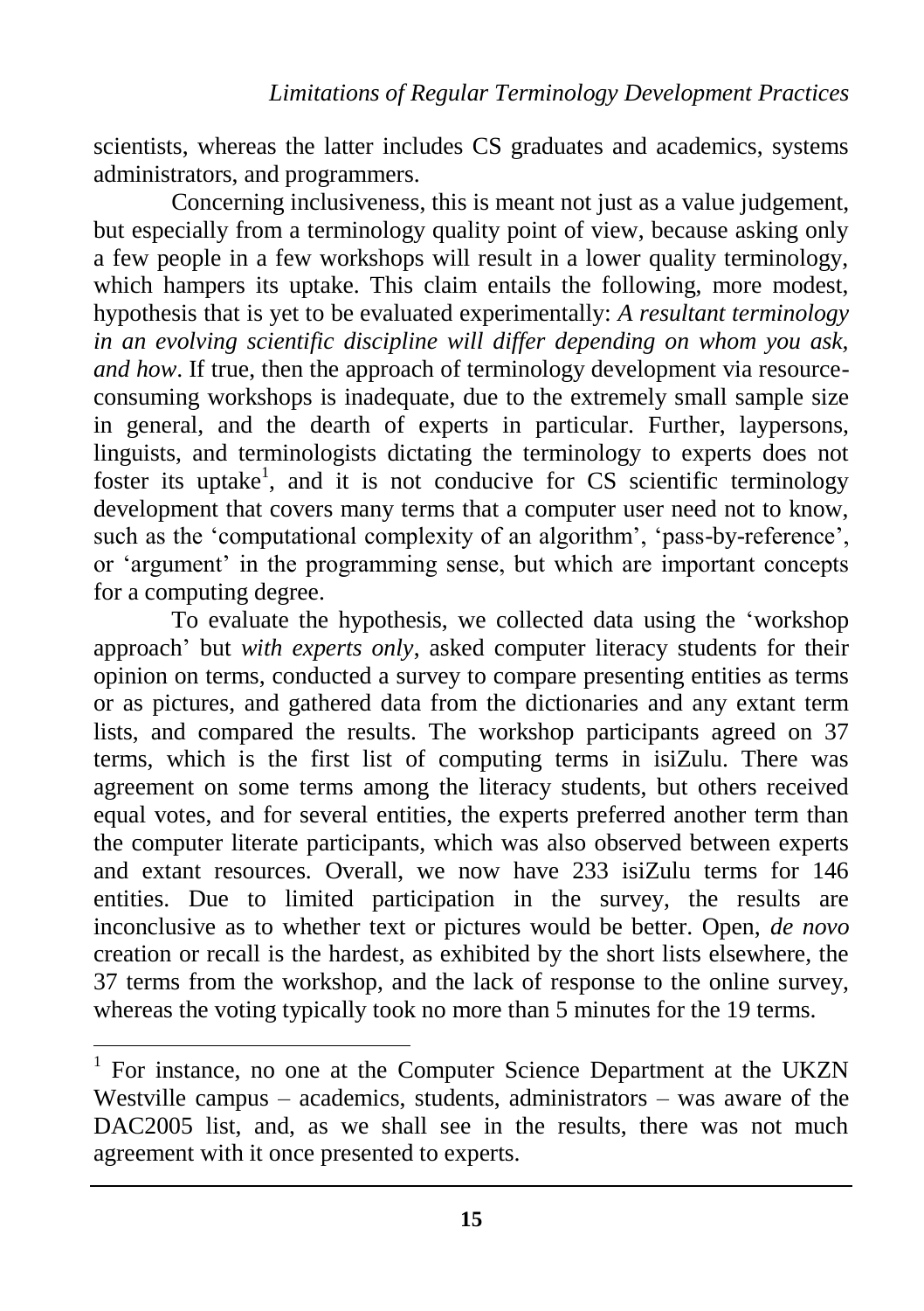scientists, whereas the latter includes CS graduates and academics, systems administrators, and programmers.

Concerning inclusiveness, this is meant not just as a value judgement, but especially from a terminology quality point of view, because asking only a few people in a few workshops will result in a lower quality terminology, which hampers its uptake. This claim entails the following, more modest, hypothesis that is yet to be evaluated experimentally: *A resultant terminology in an evolving scientific discipline will differ depending on whom you ask, and how*. If true, then the approach of terminology development via resource-consuming workshops is inadequate, due to the extremely small sample size in general, and the dearth of experts in particular. Further, laypersons, linguists, and terminologists dictating the terminology to experts does not foster its uptake[1], and it is not conducive for CS scientific terminology development that covers many terms that a computer user need not to know, such as the 'computational complexity of an algorithm', 'pass-by-reference', or 'argument' in the programming sense, but which are important concepts for a computing degree.

To evaluate the hypothesis, we collected data using the 'workshop approach' but *with experts only*, asked computer literacy students for their opinion on terms, conducted a survey to compare presenting entities as terms or as pictures, and gathered data from the dictionaries and any extant term lists, and compared the results. The workshop participants agreed on 37 terms, which is the first list of computing terms in isiZulu. There was agreement on some terms among the literacy students, but others received equal votes, and for several entities, the experts preferred another term than the computer literate participants, which was also observed between experts and extant resources. Overall, we now have 233 isiZulu terms for 146 entities. Due to limited participation in the survey, the results are inconclusive as to whether text or pictures would be better. Open, *de novo* creation or recall is the hardest, as exhibited by the short lists elsewhere, the 37 terms from the workshop, and the lack of response to the online survey, whereas the voting typically took no more than 5 minutes for the 19 terms.

---

[1] For instance, no one at the Computer Science Department at the UKZN Westville campus – academics, students, administrators – was aware of the DAC2005 list, and, as we shall see in the results, there was not much agreement with it once presented to experts.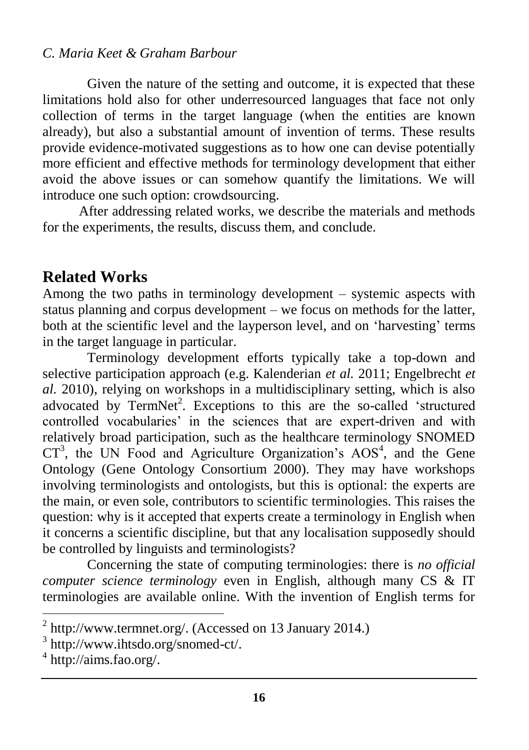Given the nature of the setting and outcome, it is expected that these limitations hold also for other underresourced languages that face not only collection of terms in the target language (when the entities are known already), but also a substantial amount of invention of terms. These results provide evidence-motivated suggestions as to how one can devise potentially more efficient and effective methods for terminology development that either avoid the above issues or can somehow quantify the limitations. We will introduce one such option: crowdsourcing.

After addressing related works, we describe the materials and methods for the experiments, the results, discuss them, and conclude.

## Related Works

Among the two paths in terminology development – systemic aspects with status planning and corpus development – we focus on methods for the latter, both at the scientific level and the layperson level, and on 'harvesting' terms in the target language in particular.

Terminology development efforts typically take a top-down and selective participation approach (e.g. Kalenderian *et al.* 2011; Engelbrecht *et al.* 2010), relying on workshops in a multidisciplinary setting, which is also advocated by TermNet[2]. Exceptions to this are the so-called 'structured controlled vocabularies' in the sciences that are expert-driven and with relatively broad participation, such as the healthcare terminology SNOMED CT[3], the UN Food and Agriculture Organization's AOS[4], and the Gene Ontology (Gene Ontology Consortium 2000). They may have workshops involving terminologists and ontologists, but this is optional: the experts are the main, or even sole, contributors to scientific terminologies. This raises the question: why is it accepted that experts create a terminology in English when it concerns a scientific discipline, but that any localisation supposedly should be controlled by linguists and terminologists?

Concerning the state of computing terminologies: there is *no official computer science terminology* even in English, although many CS & IT terminologies are available online. With the invention of English terms for

[2] http://www.termnet.org/. (Accessed on 13 January 2014.)

[3] http://www.ihtsdo.org/snomed-ct/.

[4] http://aims.fao.org/.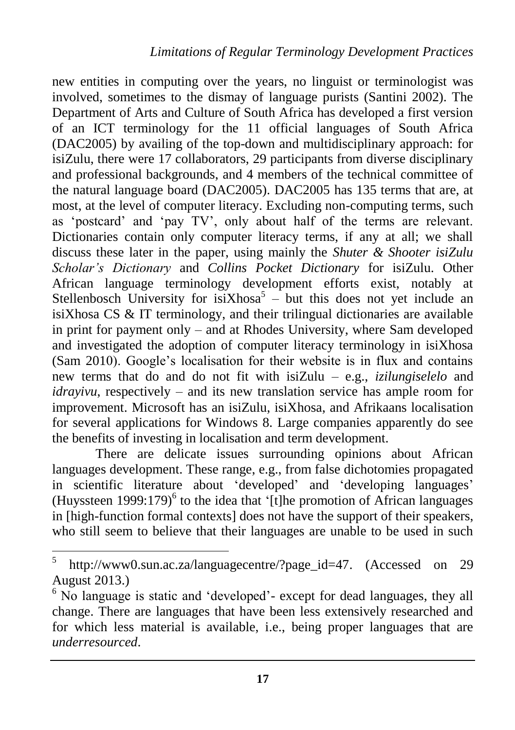new entities in computing over the years, no linguist or terminologist was involved, sometimes to the dismay of language purists (Santini 2002). The Department of Arts and Culture of South Africa has developed a first version of an ICT terminology for the 11 official languages of South Africa (DAC2005) by availing of the top-down and multidisciplinary approach: for isiZulu, there were 17 collaborators, 29 participants from diverse disciplinary and professional backgrounds, and 4 members of the technical committee of the natural language board (DAC2005). DAC2005 has 135 terms that are, at most, at the level of computer literacy. Excluding non-computing terms, such as 'postcard' and 'pay TV', only about half of the terms are relevant. Dictionaries contain only computer literacy terms, if any at all; we shall discuss these later in the paper, using mainly the *Shuter & Shooter isiZulu Scholar's Dictionary* and *Collins Pocket Dictionary* for isiZulu. Other African language terminology development efforts exist, notably at Stellenbosch University for isiXhosa[5] – but this does not yet include an isiXhosa CS & IT terminology, and their trilingual dictionaries are available in print for payment only – and at Rhodes University, where Sam developed and investigated the adoption of computer literacy terminology in isiXhosa (Sam 2010). Google's localisation for their website is in flux and contains new terms that do and do not fit with isiZulu – e.g., *izilungiselelo* and *idrayivu*, respectively – and its new translation service has ample room for improvement. Microsoft has an isiZulu, isiXhosa, and Afrikaans localisation for several applications for Windows 8. Large companies apparently do see the benefits of investing in localisation and term development.

There are delicate issues surrounding opinions about African languages development. These range, e.g., from false dichotomies propagated in scientific literature about 'developed' and 'developing languages' (Huyssteen 1999:179)[6] to the idea that '[t]he promotion of African languages in [high-function formal contexts] does not have the support of their speakers, who still seem to believe that their languages are unable to be used in such

---

[5] http://www0.sun.ac.za/languagecentre/?page_id=47. (Accessed on 29 August 2013.)

[6] No language is static and 'developed'- except for dead languages, they all change. There are languages that have been less extensively researched and for which less material is available, i.e., being proper languages that are *underresourced*.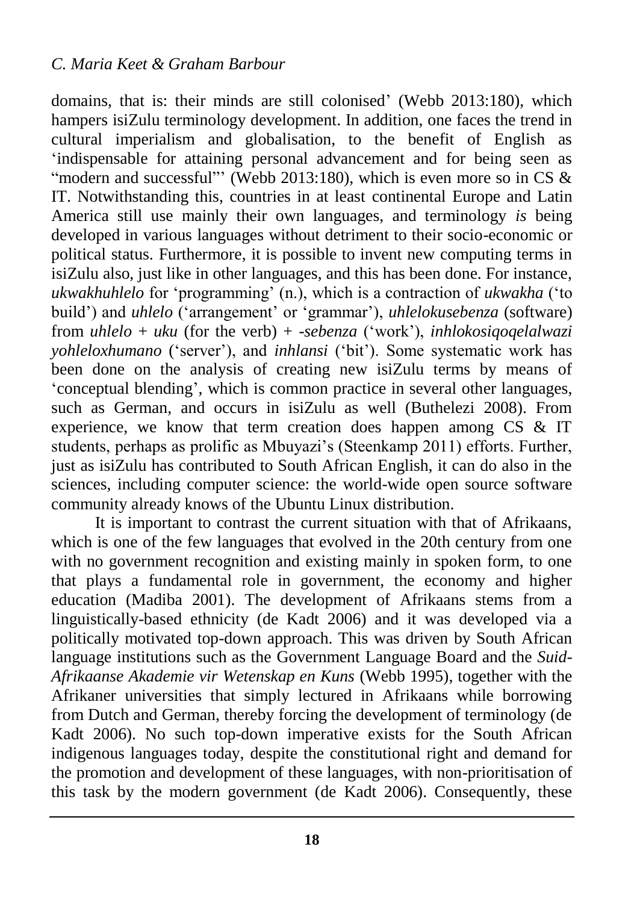domains, that is: their minds are still colonised' (Webb 2013:180), which hampers isiZulu terminology development. In addition, one faces the trend in cultural imperialism and globalisation, to the benefit of English as 'indispensable for attaining personal advancement and for being seen as "modern and successful"' (Webb 2013:180), which is even more so in CS & IT. Notwithstanding this, countries in at least continental Europe and Latin America still use mainly their own languages, and terminology *is* being developed in various languages without detriment to their socio-economic or political status. Furthermore, it is possible to invent new computing terms in isiZulu also, just like in other languages, and this has been done. For instance, *ukwakhuhlelo* for 'programming' (n.), which is a contraction of *ukwakha* ('to build') and *uhlelo* ('arrangement' or 'grammar'), *uhlelokusebenza* (software) from *uhlelo* + *uku* (for the verb) + *-sebenza* ('work'), *inhlokosiqoqelalwazi yohleloxhumano* ('server'), and *inhlansi* ('bit'). Some systematic work has been done on the analysis of creating new isiZulu terms by means of 'conceptual blending', which is common practice in several other languages, such as German, and occurs in isiZulu as well (Buthelezi 2008). From experience, we know that term creation does happen among CS & IT students, perhaps as prolific as Mbuyazi's (Steenkamp 2011) efforts. Further, just as isiZulu has contributed to South African English, it can do also in the sciences, including computer science: the world-wide open source software community already knows of the Ubuntu Linux distribution.

It is important to contrast the current situation with that of Afrikaans, which is one of the few languages that evolved in the 20th century from one with no government recognition and existing mainly in spoken form, to one that plays a fundamental role in government, the economy and higher education (Madiba 2001). The development of Afrikaans stems from a linguistically-based ethnicity (de Kadt 2006) and it was developed via a politically motivated top-down approach. This was driven by South African language institutions such as the Government Language Board and the *Suid-Afrikaanse Akademie vir Wetenskap en Kuns* (Webb 1995), together with the Afrikaner universities that simply lectured in Afrikaans while borrowing from Dutch and German, thereby forcing the development of terminology (de Kadt 2006). No such top-down imperative exists for the South African indigenous languages today, despite the constitutional right and demand for the promotion and development of these languages, with non-prioritisation of this task by the modern government (de Kadt 2006). Consequently, these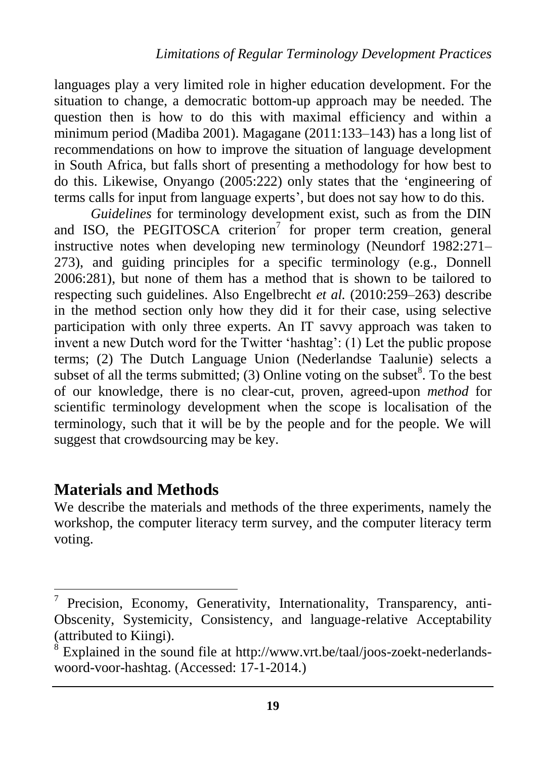languages play a very limited role in higher education development. For the situation to change, a democratic bottom-up approach may be needed. The question then is how to do this with maximal efficiency and within a minimum period (Madiba 2001). Magagane (2011:133–143) has a long list of recommendations on how to improve the situation of language development in South Africa, but falls short of presenting a methodology for how best to do this. Likewise, Onyango (2005:222) only states that the 'engineering of terms calls for input from language experts', but does not say how to do this.

*Guidelines* for terminology development exist, such as from the DIN and ISO, the PEGITOSCA criterion[7] for proper term creation, general instructive notes when developing new terminology (Neundorf 1982:271–273), and guiding principles for a specific terminology (e.g., Donnell 2006:281), but none of them has a method that is shown to be tailored to respecting such guidelines. Also Engelbrecht *et al.* (2010:259–263) describe in the method section only how they did it for their case, using selective participation with only three experts. An IT savvy approach was taken to invent a new Dutch word for the Twitter 'hashtag': (1) Let the public propose terms; (2) The Dutch Language Union (Nederlandse Taalunie) selects a subset of all the terms submitted; (3) Online voting on the subset[8]. To the best of our knowledge, there is no clear-cut, proven, agreed-upon *method* for scientific terminology development when the scope is localisation of the terminology, such that it will be by the people and for the people. We will suggest that crowdsourcing may be key.

## Materials and Methods

We describe the materials and methods of the three experiments, namely the workshop, the computer literacy term survey, and the computer literacy term voting.

---

[7] Precision, Economy, Generativity, Internationality, Transparency, anti-Obscenity, Systemicity, Consistency, and language-relative Acceptability (attributed to Kiingi).

[8] Explained in the sound file at http://www.vrt.be/taal/joos-zoekt-nederlands-woord-voor-hashtag. (Accessed: 17-1-2014.)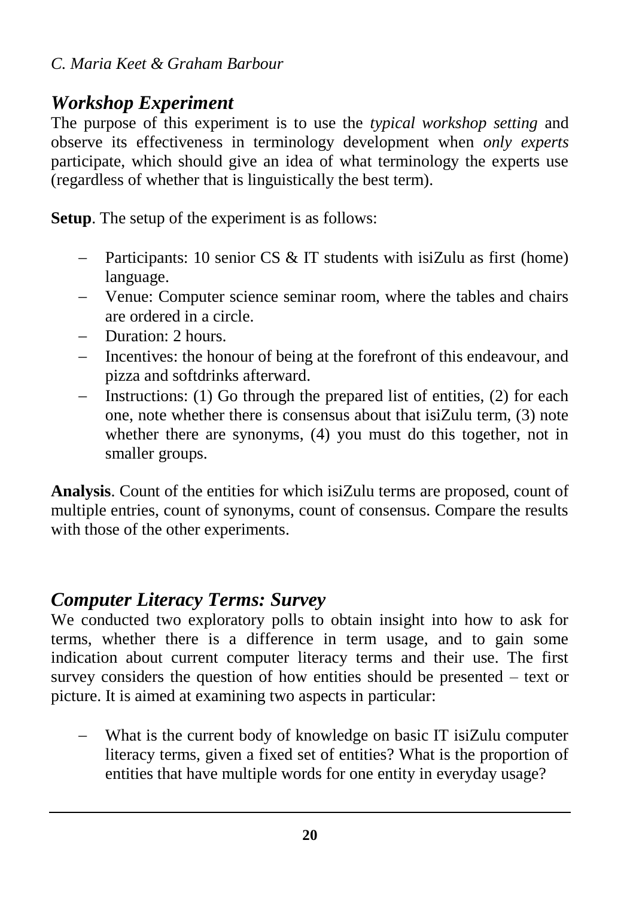## *Workshop Experiment*

The purpose of this experiment is to use the *typical workshop setting* and observe its effectiveness in terminology development when *only experts* participate, which should give an idea of what terminology the experts use (regardless of whether that is linguistically the best term).

**Setup**. The setup of the experiment is as follows:

- Participants: 10 senior CS & IT students with isiZulu as first (home) language.
- Venue: Computer science seminar room, where the tables and chairs are ordered in a circle.
- Duration: 2 hours.
- Incentives: the honour of being at the forefront of this endeavour, and pizza and softdrinks afterward.
- Instructions: (1) Go through the prepared list of entities, (2) for each one, note whether there is consensus about that isiZulu term, (3) note whether there are synonyms, (4) you must do this together, not in smaller groups.

**Analysis**. Count of the entities for which isiZulu terms are proposed, count of multiple entries, count of synonyms, count of consensus. Compare the results with those of the other experiments.

## *Computer Literacy Terms: Survey*

We conducted two exploratory polls to obtain insight into how to ask for terms, whether there is a difference in term usage, and to gain some indication about current computer literacy terms and their use. The first survey considers the question of how entities should be presented – text or picture. It is aimed at examining two aspects in particular:

- What is the current body of knowledge on basic IT isiZulu computer literacy terms, given a fixed set of entities? What is the proportion of entities that have multiple words for one entity in everyday usage?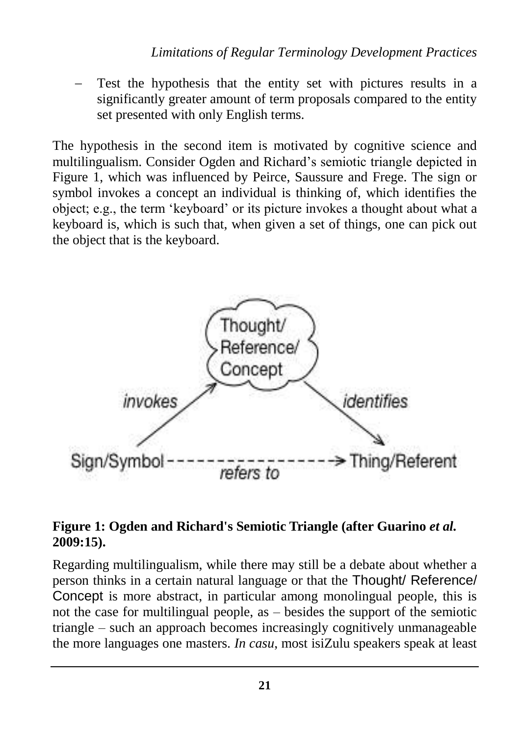- Test the hypothesis that the entity set with pictures results in a significantly greater amount of term proposals compared to the entity set presented with only English terms.

The hypothesis in the second item is motivated by cognitive science and multilingualism. Consider Ogden and Richard's semiotic triangle depicted in Figure 1, which was influenced by Peirce, Saussure and Frege. The sign or symbol invokes a concept an individual is thinking of, which identifies the object; e.g., the term 'keyboard' or its picture invokes a thought about what a keyboard is, which is such that, when given a set of things, one can pick out the object that is the keyboard.

**Figure 1: Ogden and Richard's Semiotic Triangle (after Guarino *et al.* 2009:15).**

Regarding multilingualism, while there may still be a debate about whether a person thinks in a certain natural language or that the Thought/ Reference/ Concept is more abstract, in particular among monolingual people, this is not the case for multilingual people, as – besides the support of the semiotic triangle – such an approach becomes increasingly cognitively unmanageable the more languages one masters. *In casu*, most isiZulu speakers speak at least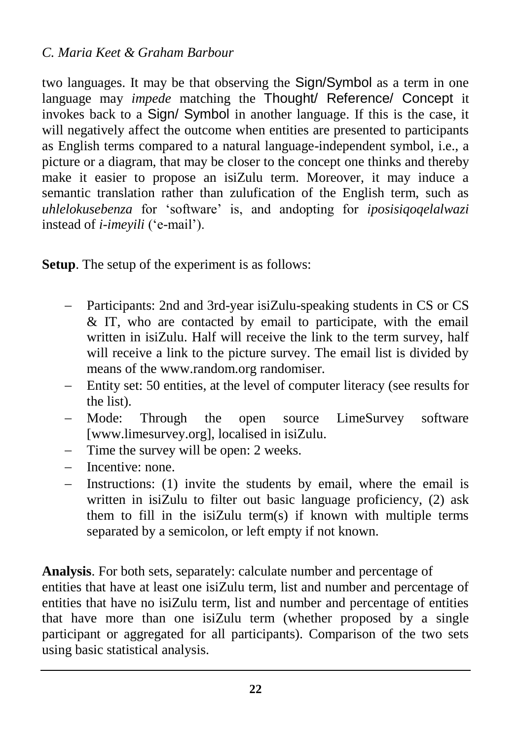two languages. It may be that observing the Sign/Symbol as a term in one language may *impede* matching the Thought/ Reference/ Concept it invokes back to a Sign/ Symbol in another language. If this is the case, it will negatively affect the outcome when entities are presented to participants as English terms compared to a natural language-independent symbol, i.e., a picture or a diagram, that may be closer to the concept one thinks and thereby make it easier to propose an isiZulu term. Moreover, it may induce a semantic translation rather than zulufication of the English term, such as *uhlelokusebenza* for 'software' is, and andopting for *iposisiqoqelalwazi* instead of *i-imeyili* ('e-mail').

**Setup**. The setup of the experiment is as follows:

- Participants: 2nd and 3rd-year isiZulu-speaking students in CS or CS & IT, who are contacted by email to participate, with the email written in isiZulu. Half will receive the link to the term survey, half will receive a link to the picture survey. The email list is divided by means of the www.random.org randomiser.
- Entity set: 50 entities, at the level of computer literacy (see results for the list).
- Mode: Through the open source LimeSurvey software [www.limesurvey.org], localised in isiZulu.
- Time the survey will be open: 2 weeks.
- Incentive: none.
- Instructions: (1) invite the students by email, where the email is written in isiZulu to filter out basic language proficiency, (2) ask them to fill in the isiZulu term(s) if known with multiple terms separated by a semicolon, or left empty if not known.

**Analysis**. For both sets, separately: calculate number and percentage of entities that have at least one isiZulu term, list and number and percentage of entities that have no isiZulu term, list and number and percentage of entities that have more than one isiZulu term (whether proposed by a single participant or aggregated for all participants). Comparison of the two sets using basic statistical analysis.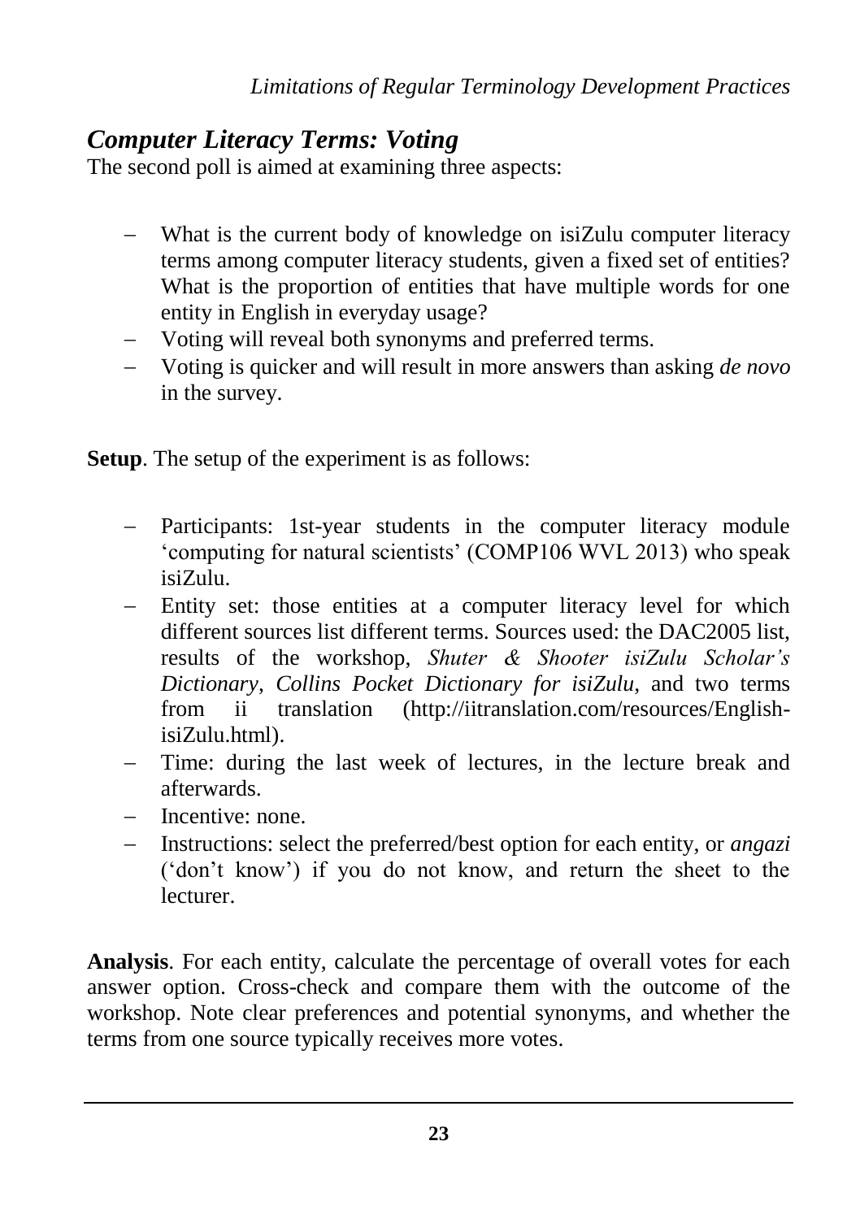## *Computer Literacy Terms: Voting*

The second poll is aimed at examining three aspects:

- What is the current body of knowledge on isiZulu computer literacy terms among computer literacy students, given a fixed set of entities? What is the proportion of entities that have multiple words for one entity in English in everyday usage?
- Voting will reveal both synonyms and preferred terms.
- Voting is quicker and will result in more answers than asking *de novo* in the survey.

**Setup**. The setup of the experiment is as follows:

- Participants: 1st-year students in the computer literacy module 'computing for natural scientists' (COMP106 WVL 2013) who speak isiZulu.
- Entity set: those entities at a computer literacy level for which different sources list different terms. Sources used: the DAC2005 list, results of the workshop, *Shuter & Shooter isiZulu Scholar's Dictionary*, *Collins Pocket Dictionary for isiZulu*, and two terms from ii translation (http://iitranslation.com/resources/English-isiZulu.html).
- Time: during the last week of lectures, in the lecture break and afterwards.
- Incentive: none.
- Instructions: select the preferred/best option for each entity, or *angazi* ('don't know') if you do not know, and return the sheet to the lecturer.

**Analysis**. For each entity, calculate the percentage of overall votes for each answer option. Cross-check and compare them with the outcome of the workshop. Note clear preferences and potential synonyms, and whether the terms from one source typically receives more votes.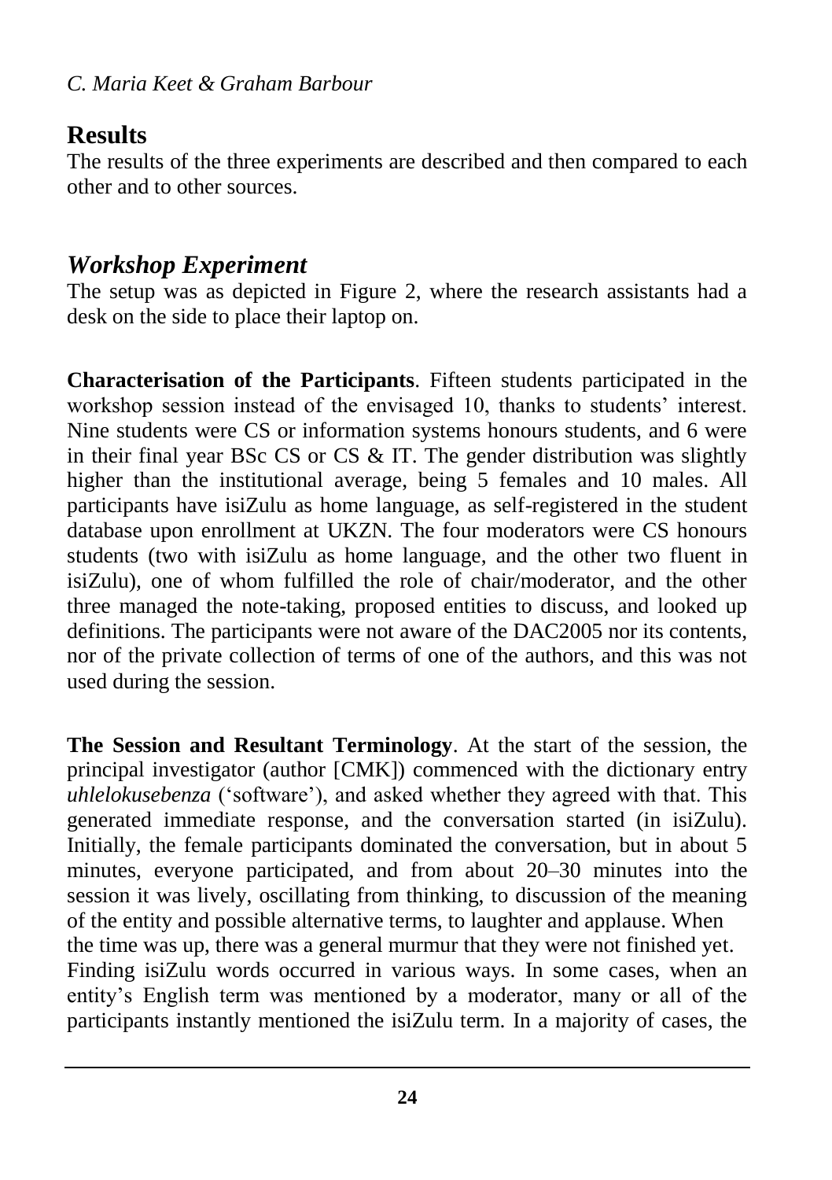## Results

The results of the three experiments are described and then compared to each other and to other sources.

### *Workshop Experiment*

The setup was as depicted in Figure 2, where the research assistants had a desk on the side to place their laptop on.

**Characterisation of the Participants**. Fifteen students participated in the workshop session instead of the envisaged 10, thanks to students' interest. Nine students were CS or information systems honours students, and 6 were in their final year BSc CS or CS & IT. The gender distribution was slightly higher than the institutional average, being 5 females and 10 males. All participants have isiZulu as home language, as self-registered in the student database upon enrollment at UKZN. The four moderators were CS honours students (two with isiZulu as home language, and the other two fluent in isiZulu), one of whom fulfilled the role of chair/moderator, and the other three managed the note-taking, proposed entities to discuss, and looked up definitions. The participants were not aware of the DAC2005 nor its contents, nor of the private collection of terms of one of the authors, and this was not used during the session.

**The Session and Resultant Terminology**. At the start of the session, the principal investigator (author [CMK]) commenced with the dictionary entry *uhlelokusebenza* ('software'), and asked whether they agreed with that. This generated immediate response, and the conversation started (in isiZulu). Initially, the female participants dominated the conversation, but in about 5 minutes, everyone participated, and from about 20–30 minutes into the session it was lively, oscillating from thinking, to discussion of the meaning of the entity and possible alternative terms, to laughter and applause. When the time was up, there was a general murmur that they were not finished yet.

Finding isiZulu words occurred in various ways. In some cases, when an entity's English term was mentioned by a moderator, many or all of the participants instantly mentioned the isiZulu term. In a majority of cases, the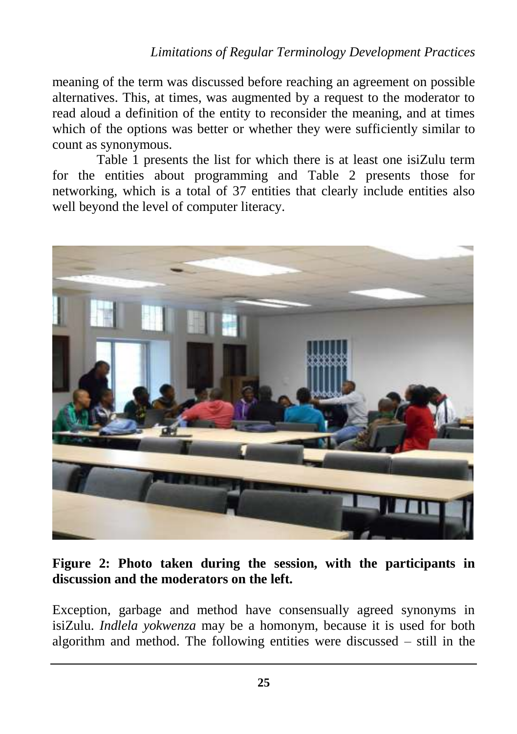meaning of the term was discussed before reaching an agreement on possible alternatives. This, at times, was augmented by a request to the moderator to read aloud a definition of the entity to reconsider the meaning, and at times which of the options was better or whether they were sufficiently similar to count as synonymous.

Table 1 presents the list for which there is at least one isiZulu term for the entities about programming and Table 2 presents those for networking, which is a total of 37 entities that clearly include entities also well beyond the level of computer literacy.

**Figure 2: Photo taken during the session, with the participants in discussion and the moderators on the left.**

Exception, garbage and method have consensually agreed synonyms in isiZulu. *Indlela yokwenza* may be a homonym, because it is used for both algorithm and method. The following entities were discussed – still in the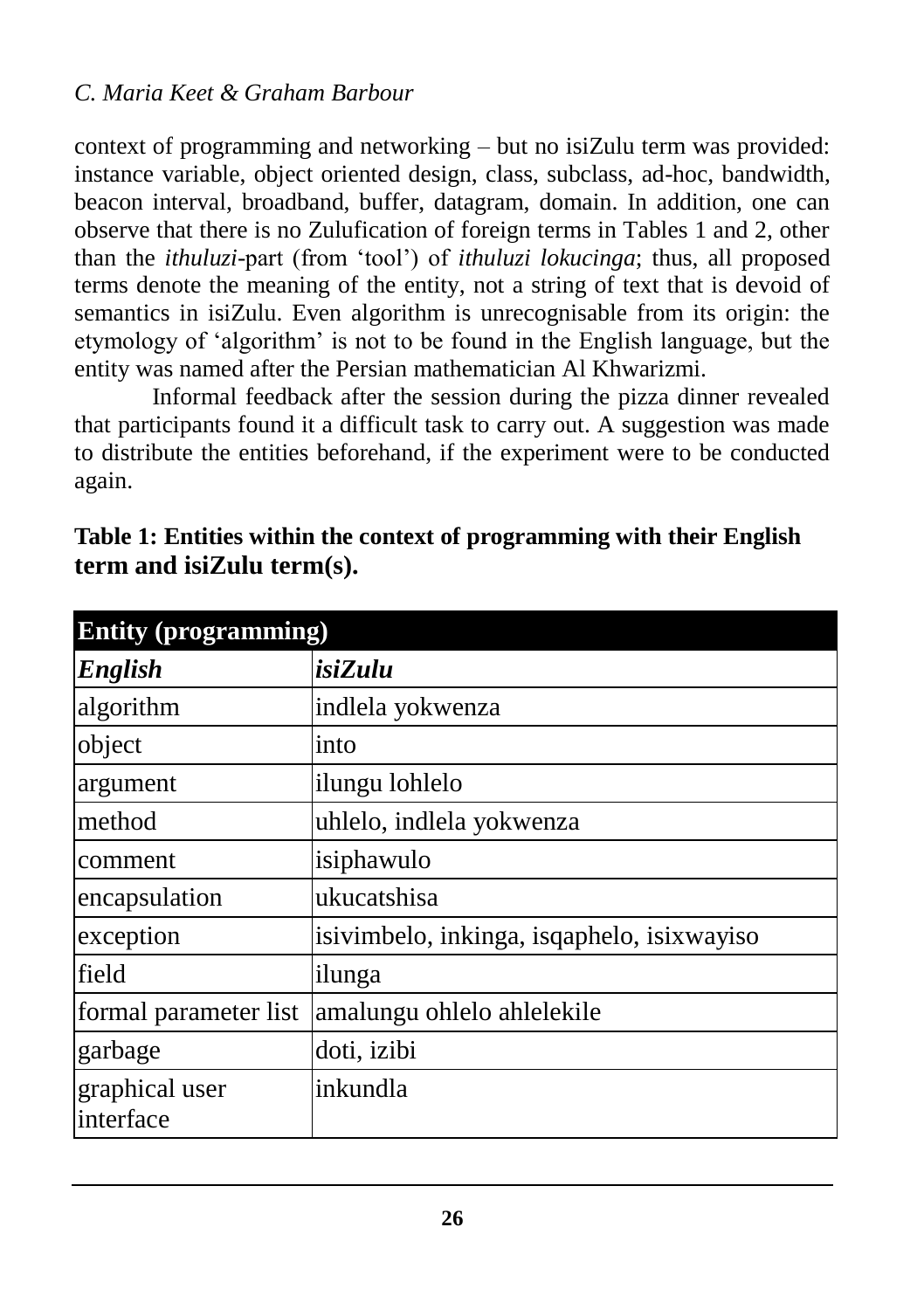context of programming and networking – but no isiZulu term was provided: instance variable, object oriented design, class, subclass, ad-hoc, bandwidth, beacon interval, broadband, buffer, datagram, domain. In addition, one can observe that there is no Zulufication of foreign terms in Tables 1 and 2, other than the *ithuluzi*-part (from 'tool') of *ithuluzi lokucinga*; thus, all proposed terms denote the meaning of the entity, not a string of text that is devoid of semantics in isiZulu. Even algorithm is unrecognisable from its origin: the etymology of 'algorithm' is not to be found in the English language, but the entity was named after the Persian mathematician Al Khwarizmi.

Informal feedback after the session during the pizza dinner revealed that participants found it a difficult task to carry out. A suggestion was made to distribute the entities beforehand, if the experiment were to be conducted again.

**Table 1: Entities within the context of programming with their English term and isiZulu term(s).**

| **Entity (programming)** | |
|---|---|
| ***English*** | ***isiZulu*** |
| algorithm | indlela yokwenza |
| object | into |
| argument | ilungu lohlelo |
| method | uhlelo, indlela yokwenza |
| comment | isiphawulo |
| encapsulation | ukucatshisa |
| exception | isivimbelo, inkinga, isqaphelo, isixwayiso |
| field | ilunga |
| formal parameter list | amalungu ohlelo ahlelekile |
| garbage | doti, izibi |
| graphical user interface | inkundla |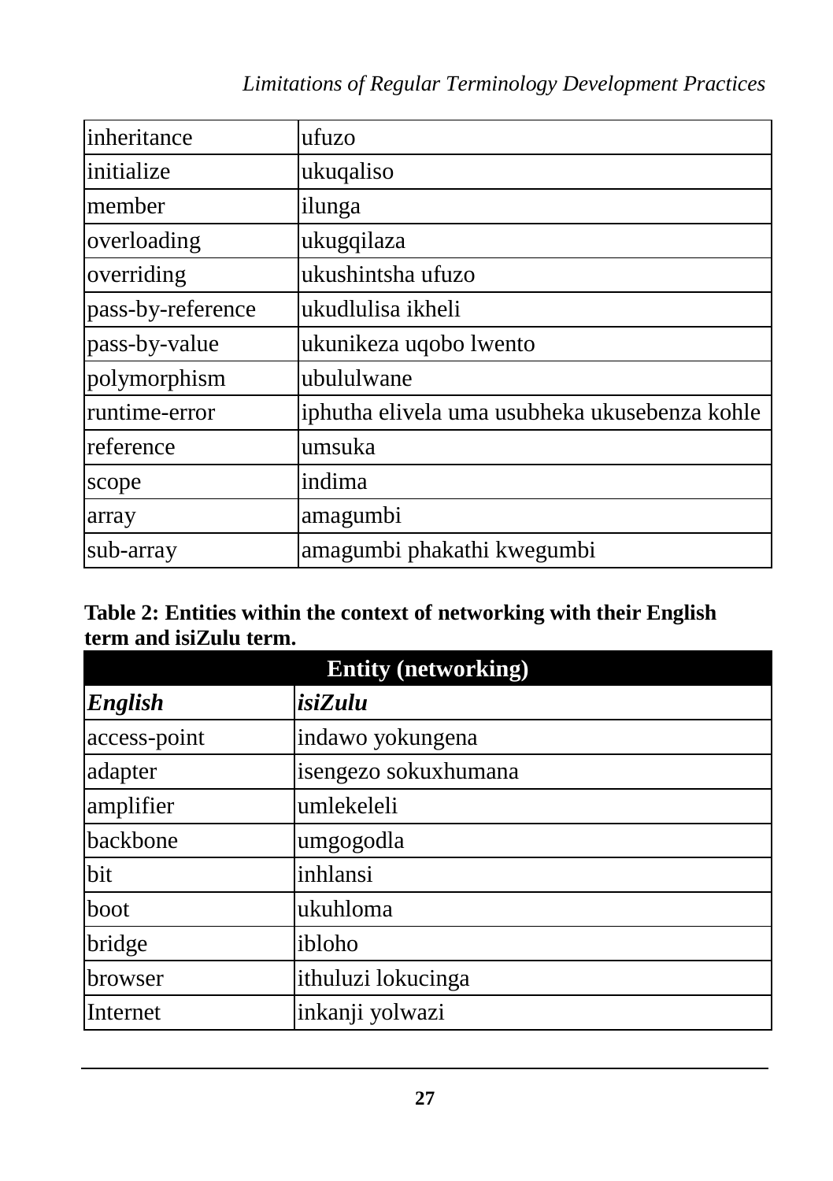| | |
|---|---|
| inheritance | ufuzo |
| initialize | ukuqaliso |
| member | ilunga |
| overloading | ukugqilaza |
| overriding | ukushintsha ufuzo |
| pass-by-reference | ukudlulisa ikheli |
| pass-by-value | ukunikeza uqobo lwento |
| polymorphism | ubululwane |
| runtime-error | iphutha elivela uma usubheka ukusebenza kohle |
| reference | umsuka |
| scope | indima |
| array | amagumbi |
| sub-array | amagumbi phakathi kwegumbi |

**Table 2: Entities within the context of networking with their English term and isiZulu term.**

| Entity (networking) | |
|---|---|
| ***English*** | ***isiZulu*** |
| access-point | indawo yokungena |
| adapter | isengezo sokuxhumana |
| amplifier | umlekeleli |
| backbone | umgogodla |
| bit | inhlansi |
| boot | ukuhloma |
| bridge | ibloho |
| browser | ithuluzi lokucinga |
| Internet | inkanji yolwazi |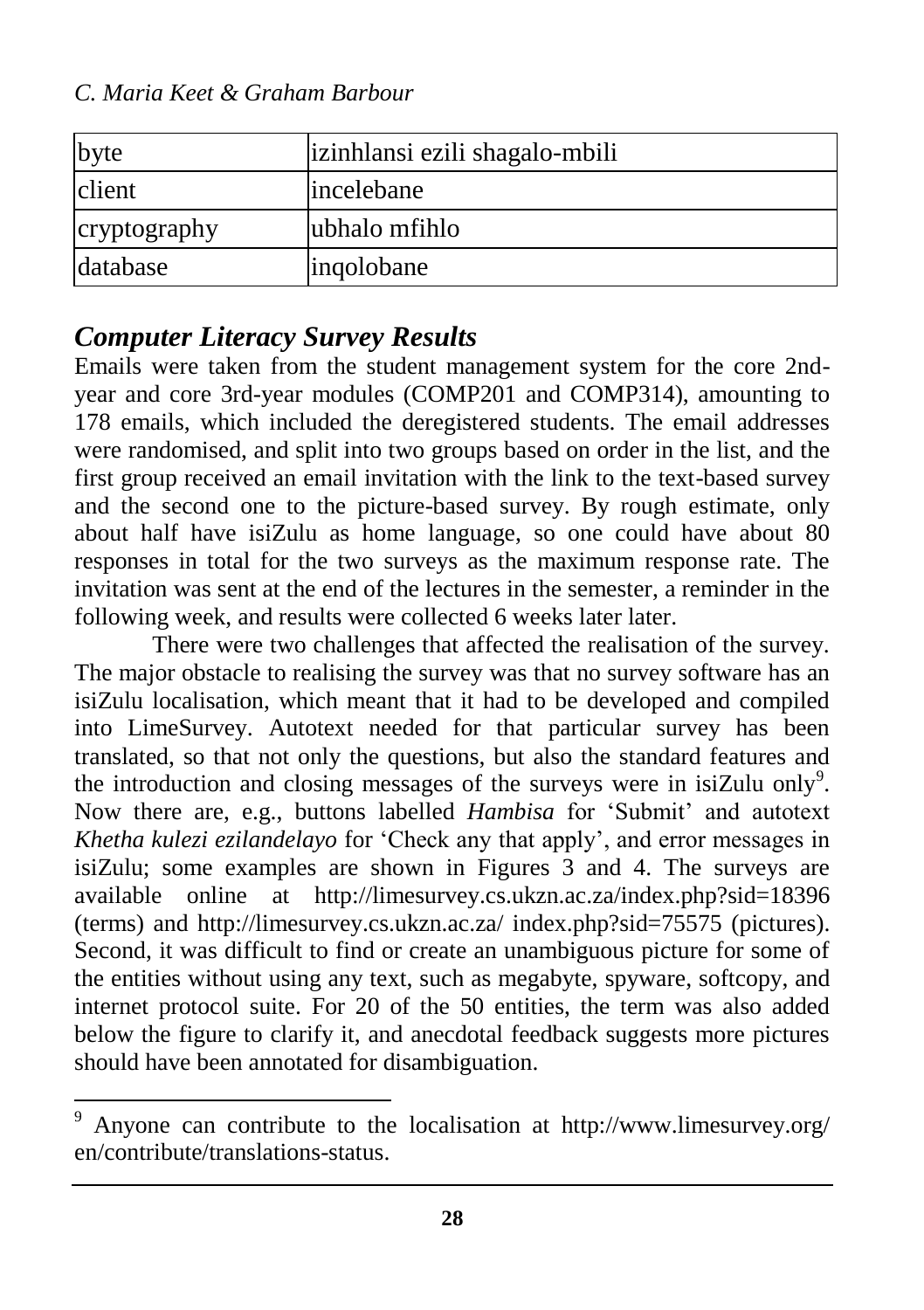| byte | izinhlansi ezili shagalo-mbili |
|---|---|
| client | incelebane |
| cryptography | ubhalo mfihlo |
| database | inqolobane |

## *Computer Literacy Survey Results*

Emails were taken from the student management system for the core 2nd-year and core 3rd-year modules (COMP201 and COMP314), amounting to 178 emails, which included the deregistered students. The email addresses were randomised, and split into two groups based on order in the list, and the first group received an email invitation with the link to the text-based survey and the second one to the picture-based survey. By rough estimate, only about half have isiZulu as home language, so one could have about 80 responses in total for the two surveys as the maximum response rate. The invitation was sent at the end of the lectures in the semester, a reminder in the following week, and results were collected 6 weeks later later.

There were two challenges that affected the realisation of the survey. The major obstacle to realising the survey was that no survey software has an isiZulu localisation, which meant that it had to be developed and compiled into LimeSurvey. Autotext needed for that particular survey has been translated, so that not only the questions, but also the standard features and the introduction and closing messages of the surveys were in isiZulu only[9]. Now there are, e.g., buttons labelled *Hambisa* for 'Submit' and autotext *Khetha kulezi ezilandelayo* for 'Check any that apply', and error messages in isiZulu; some examples are shown in Figures 3 and 4. The surveys are available online at http://limesurvey.cs.ukzn.ac.za/index.php?sid=18396 (terms) and http://limesurvey.cs.ukzn.ac.za/ index.php?sid=75575 (pictures). Second, it was difficult to find or create an unambiguous picture for some of the entities without using any text, such as megabyte, spyware, softcopy, and internet protocol suite. For 20 of the 50 entities, the term was also added below the figure to clarify it, and anecdotal feedback suggests more pictures should have been annotated for disambiguation.

---

[9] Anyone can contribute to the localisation at http://www.limesurvey.org/ en/contribute/translations-status.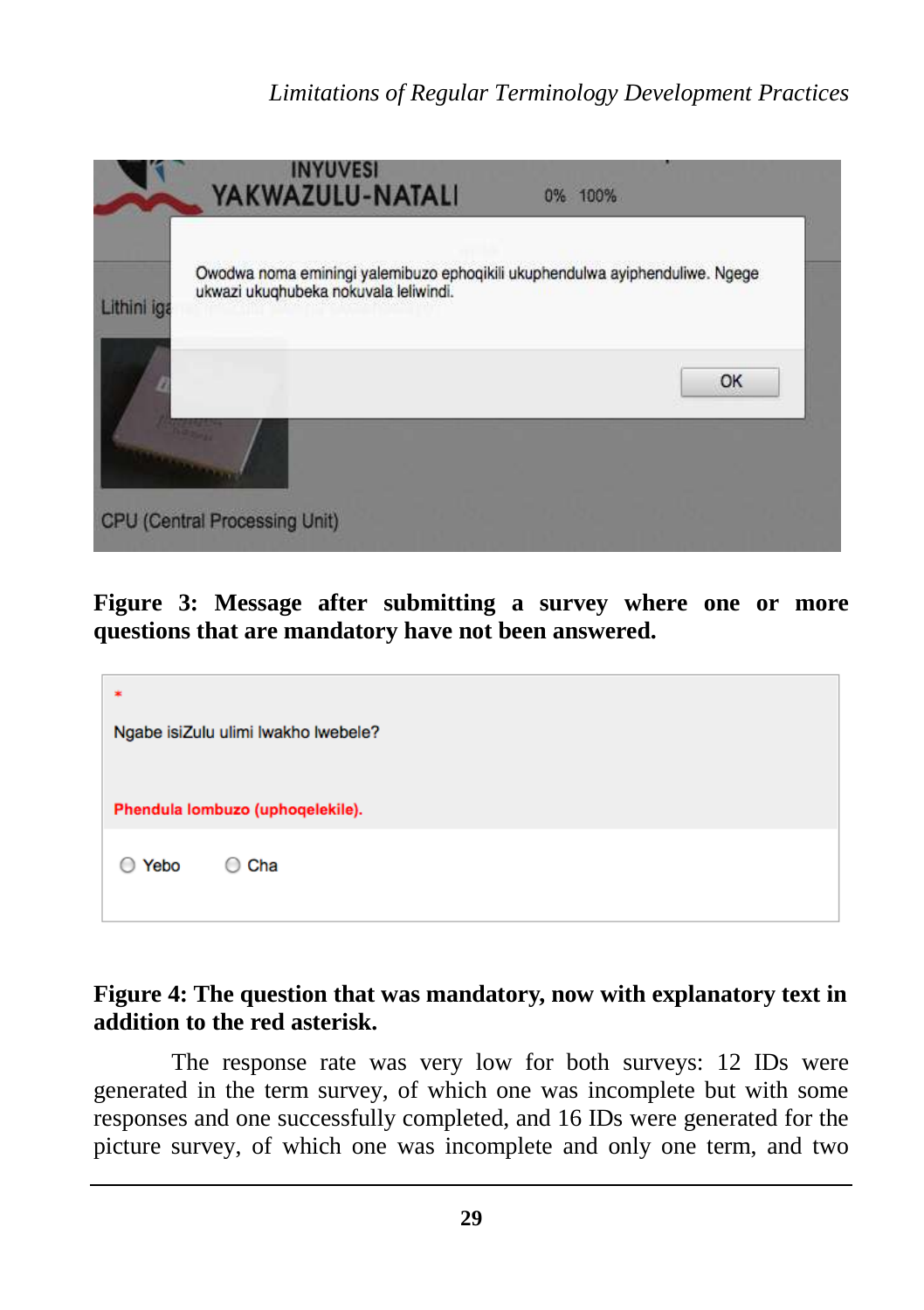**Figure 3: Message after submitting a survey where one or more questions that are mandatory have not been answered.**

**Figure 4: The question that was mandatory, now with explanatory text in addition to the red asterisk.**

The response rate was very low for both surveys: 12 IDs were generated in the term survey, of which one was incomplete but with some responses and one successfully completed, and 16 IDs were generated for the picture survey, of which one was incomplete and only one term, and two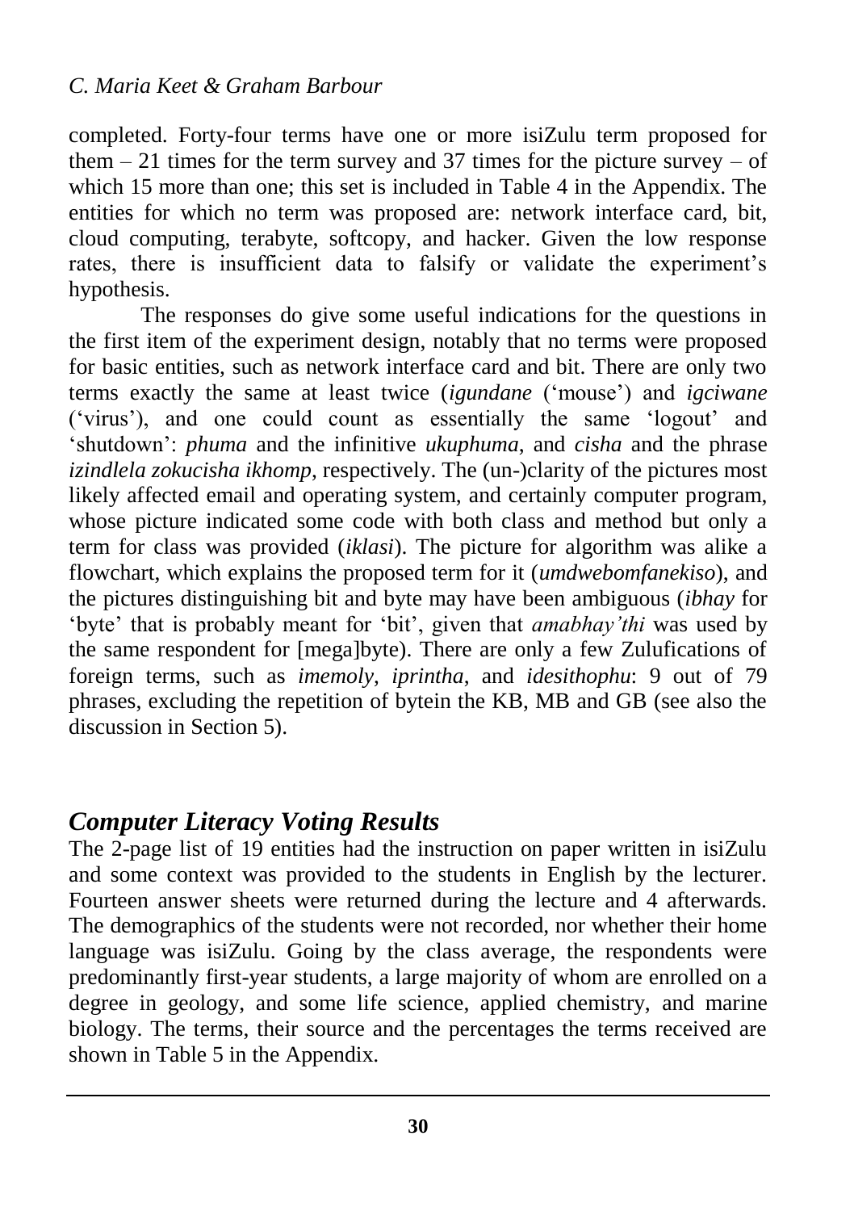completed. Forty-four terms have one or more isiZulu term proposed for them – 21 times for the term survey and 37 times for the picture survey – of which 15 more than one; this set is included in Table 4 in the Appendix. The entities for which no term was proposed are: network interface card, bit, cloud computing, terabyte, softcopy, and hacker. Given the low response rates, there is insufficient data to falsify or validate the experiment's hypothesis.

The responses do give some useful indications for the questions in the first item of the experiment design, notably that no terms were proposed for basic entities, such as network interface card and bit. There are only two terms exactly the same at least twice (*igundane* ('mouse') and *igciwane* ('virus'), and one could count as essentially the same 'logout' and 'shutdown': *phuma* and the infinitive *ukuphuma*, and *cisha* and the phrase *izindlela zokucisha ikhomp*, respectively. The (un-)clarity of the pictures most likely affected email and operating system, and certainly computer program, whose picture indicated some code with both class and method but only a term for class was provided (*iklasi*). The picture for algorithm was alike a flowchart, which explains the proposed term for it (*umdwebomfanekiso*), and the pictures distinguishing bit and byte may have been ambiguous (*ibhay* for 'byte' that is probably meant for 'bit', given that *amabhay'thi* was used by the same respondent for [mega]byte). There are only a few Zulufications of foreign terms, such as *imemoly*, *iprintha*, and *idesithophu*: 9 out of 79 phrases, excluding the repetition of bytein the KB, MB and GB (see also the discussion in Section 5).

## *Computer Literacy Voting Results*

The 2-page list of 19 entities had the instruction on paper written in isiZulu and some context was provided to the students in English by the lecturer. Fourteen answer sheets were returned during the lecture and 4 afterwards. The demographics of the students were not recorded, nor whether their home language was isiZulu. Going by the class average, the respondents were predominantly first-year students, a large majority of whom are enrolled on a degree in geology, and some life science, applied chemistry, and marine biology. The terms, their source and the percentages the terms received are shown in Table 5 in the Appendix.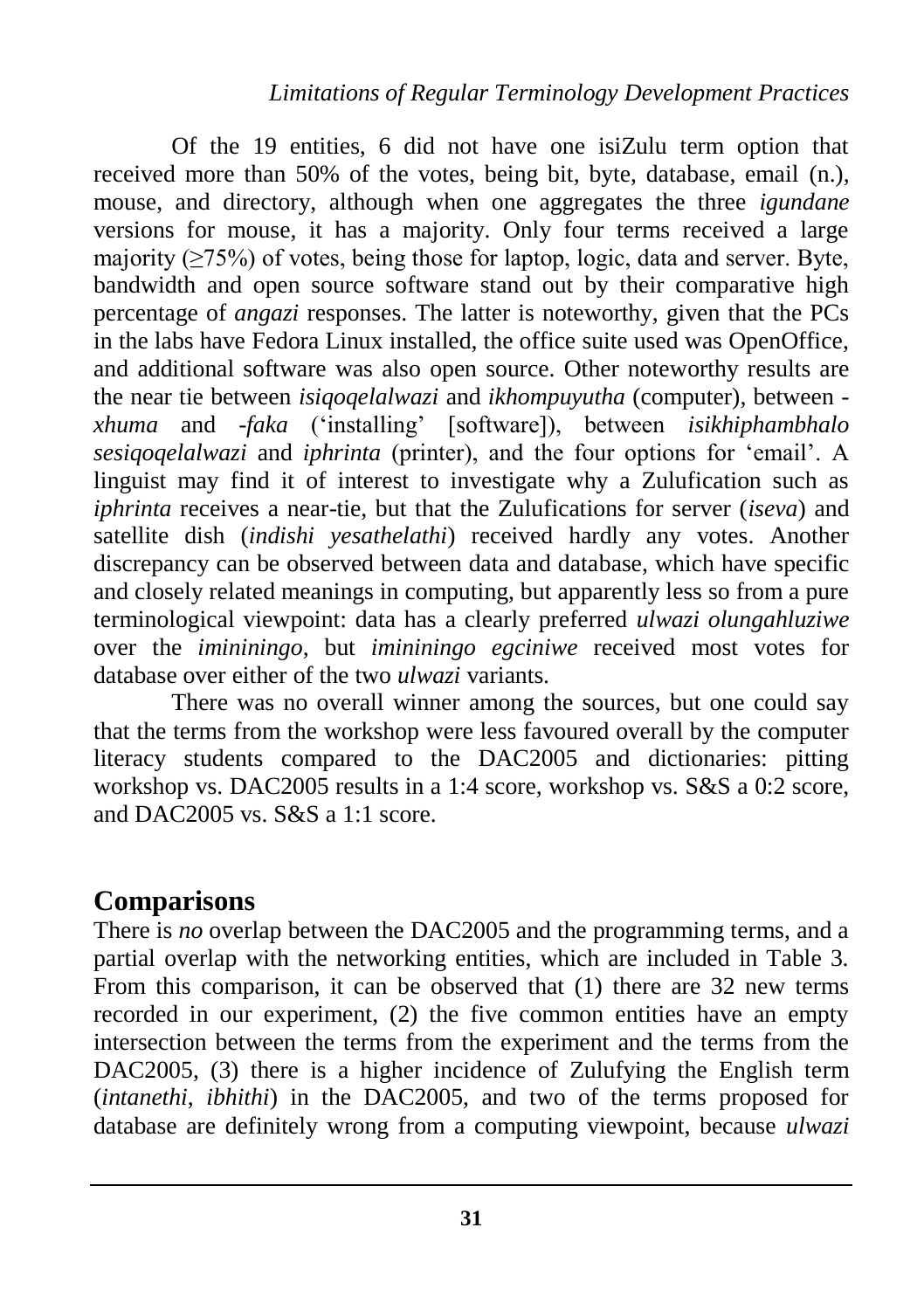Of the 19 entities, 6 did not have one isiZulu term option that received more than 50% of the votes, being bit, byte, database, email (n.), mouse, and directory, although when one aggregates the three *igundane* versions for mouse, it has a majority. Only four terms received a large majority (≥75%) of votes, being those for laptop, logic, data and server. Byte, bandwidth and open source software stand out by their comparative high percentage of *angazi* responses. The latter is noteworthy, given that the PCs in the labs have Fedora Linux installed, the office suite used was OpenOffice, and additional software was also open source. Other noteworthy results are the near tie between *isiqoqelalwazi* and *ikhompuyutha* (computer), between *-xhuma* and *-faka* ('installing' [software]), between *isikhiphambhalo sesiqoqelalwazi* and *iphrinta* (printer), and the four options for 'email'. A linguist may find it of interest to investigate why a Zulufication such as *iphrinta* receives a near-tie, but that the Zulufications for server (*iseva*) and satellite dish (*indishi yesathelathi*) received hardly any votes. Another discrepancy can be observed between data and database, which have specific and closely related meanings in computing, but apparently less so from a pure terminological viewpoint: data has a clearly preferred *ulwazi olungahluziwe* over the *imininingo*, but *imininingo egciniwe* received most votes for database over either of the two *ulwazi* variants.

There was no overall winner among the sources, but one could say that the terms from the workshop were less favoured overall by the computer literacy students compared to the DAC2005 and dictionaries: pitting workshop vs. DAC2005 results in a 1:4 score, workshop vs. S&S a 0:2 score, and DAC2005 vs. S&S a 1:1 score.

## Comparisons

There is *no* overlap between the DAC2005 and the programming terms, and a partial overlap with the networking entities, which are included in Table 3. From this comparison, it can be observed that (1) there are 32 new terms recorded in our experiment, (2) the five common entities have an empty intersection between the terms from the experiment and the terms from the DAC2005, (3) there is a higher incidence of Zulufying the English term (*intanethi*, *ibhithi*) in the DAC2005, and two of the terms proposed for database are definitely wrong from a computing viewpoint, because *ulwazi*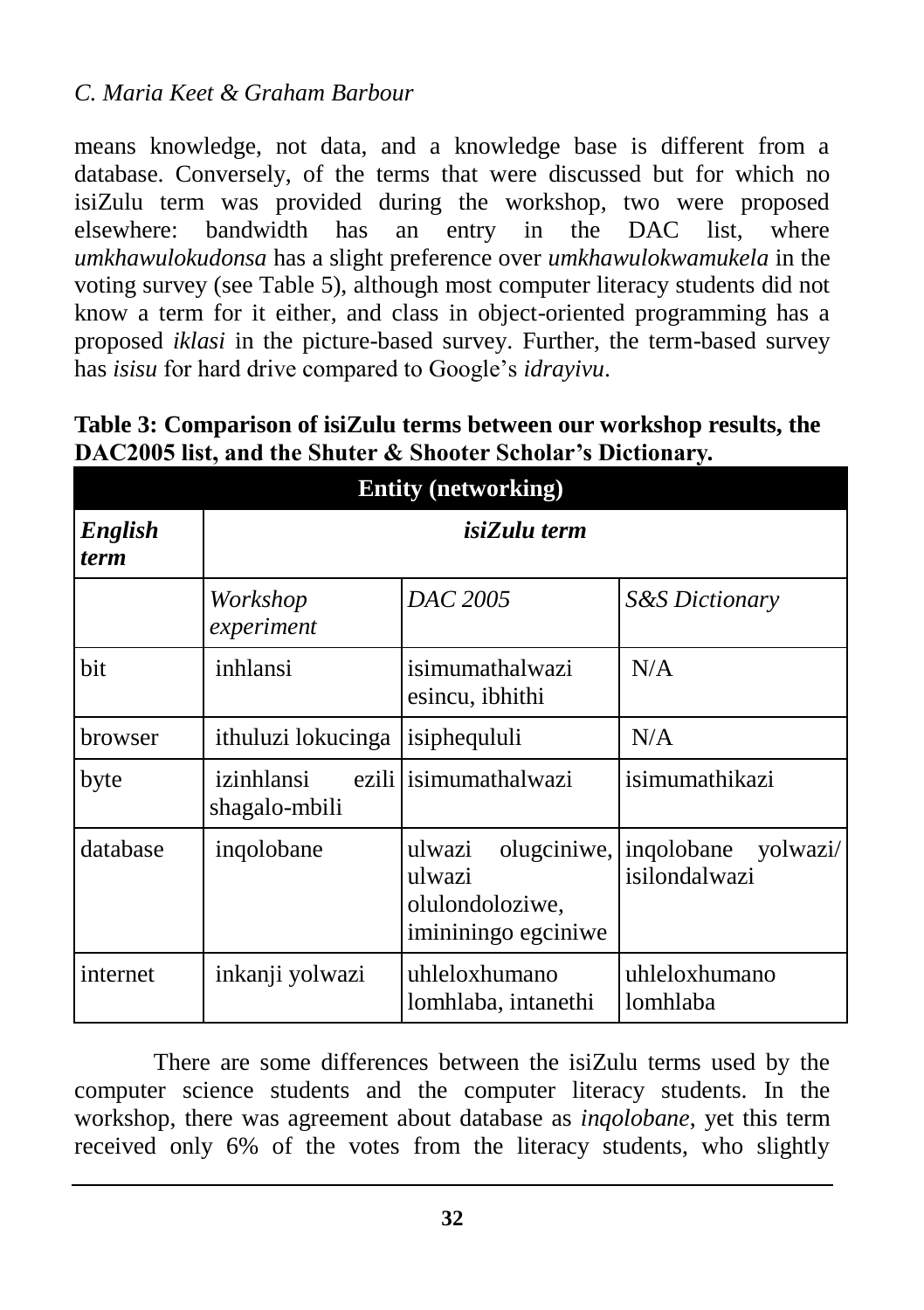means knowledge, not data, and a knowledge base is different from a database. Conversely, of the terms that were discussed but for which no isiZulu term was provided during the workshop, two were proposed elsewhere: bandwidth has an entry in the DAC list, where *umkhawulokudonsa* has a slight preference over *umkhawulokwamukela* in the voting survey (see Table 5), although most computer literacy students did not know a term for it either, and class in object-oriented programming has a proposed *iklasi* in the picture-based survey. Further, the term-based survey has *isisu* for hard drive compared to Google's *idrayivu*.

**Table 3: Comparison of isiZulu terms between our workshop results, the DAC2005 list, and the Shuter & Shooter Scholar's Dictionary.**

| **Entity (networking)** | | | |
|---|---|---|---|
| ***English term*** | ***isiZulu term*** | | |
| | *Workshop experiment* | *DAC 2005* | *S&S Dictionary* |
| bit | inhlansi | isimumathalwazi esincu, ibhithi | N/A |
| browser | ithuluzi lokucinga | isiphequluli | N/A |
| byte | izinhlansi ezili shagalo-mbili | isimumathalwazi | isimumathikazi |
| database | inqolobane | ulwazi olugciniwe, ulwazi olulondoloziwe, imininingo egciniwe | inqolobane yolwazi/ isilondalwazi |
| internet | inkanji yolwazi | uhleloxhumano lomhlaba, intanethi | uhleloxhumano lomhlaba |

There are some differences between the isiZulu terms used by the computer science students and the computer literacy students. In the workshop, there was agreement about database as *inqolobane*, yet this term received only 6% of the votes from the literacy students, who slightly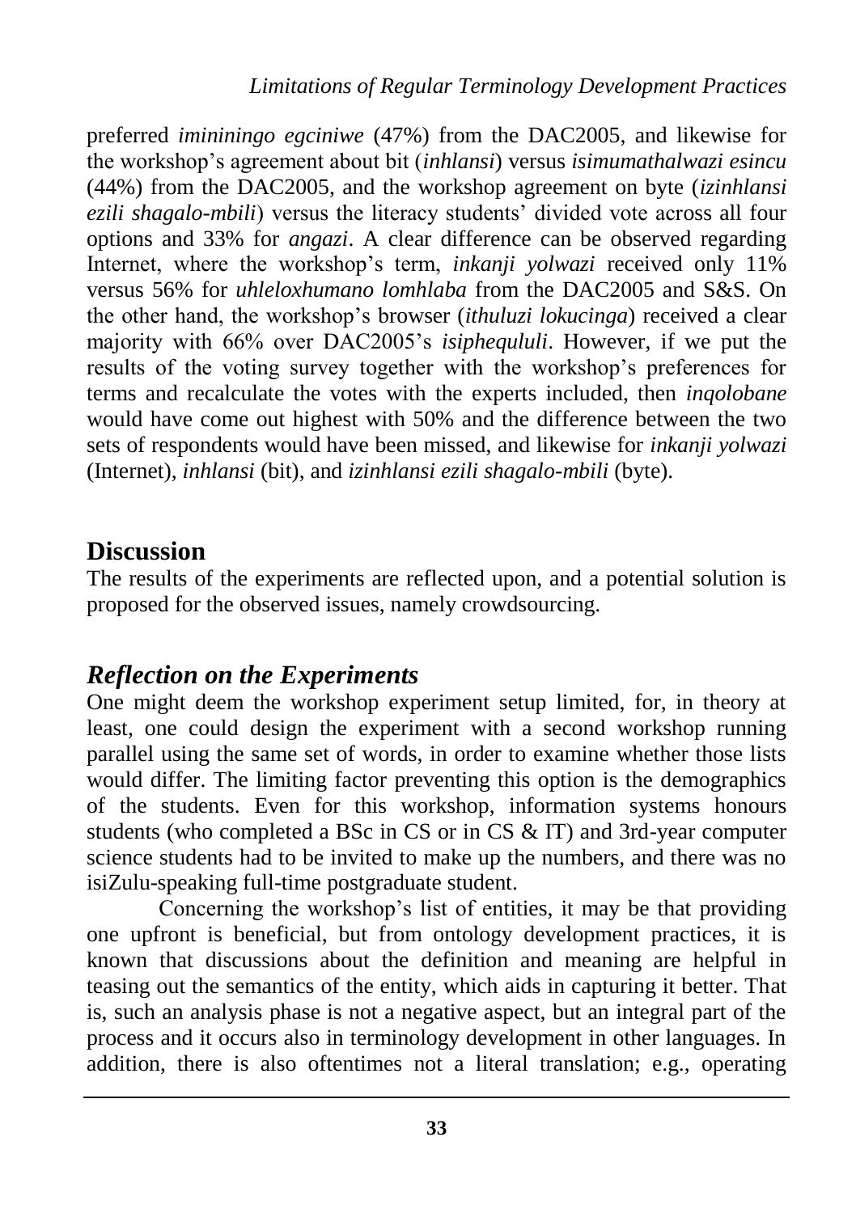preferred *imininingo egciniwe* (47%) from the DAC2005, and likewise for the workshop's agreement about bit (*inhlansi*) versus *isimumathalwazi esincu* (44%) from the DAC2005, and the workshop agreement on byte (*izinhlansi ezili shagalo-mbili*) versus the literacy students' divided vote across all four options and 33% for *angazi*. A clear difference can be observed regarding Internet, where the workshop's term, *inkanji yolwazi* received only 11% versus 56% for *uhleloxhumano lomhlaba* from the DAC2005 and S&S. On the other hand, the workshop's browser (*ithuluzi lokucinga*) received a clear majority with 66% over DAC2005's *isiphequluli*. However, if we put the results of the voting survey together with the workshop's preferences for terms and recalculate the votes with the experts included, then *inqolobane* would have come out highest with 50% and the difference between the two sets of respondents would have been missed, and likewise for *inkanji yolwazi* (Internet), *inhlansi* (bit), and *izinhlansi ezili shagalo-mbili* (byte).

## Discussion

The results of the experiments are reflected upon, and a potential solution is proposed for the observed issues, namely crowdsourcing.

### *Reflection on the Experiments*

One might deem the workshop experiment setup limited, for, in theory at least, one could design the experiment with a second workshop running parallel using the same set of words, in order to examine whether those lists would differ. The limiting factor preventing this option is the demographics of the students. Even for this workshop, information systems honours students (who completed a BSc in CS or in CS & IT) and 3rd-year computer science students had to be invited to make up the numbers, and there was no isiZulu-speaking full-time postgraduate student.

Concerning the workshop's list of entities, it may be that providing one upfront is beneficial, but from ontology development practices, it is known that discussions about the definition and meaning are helpful in teasing out the semantics of the entity, which aids in capturing it better. That is, such an analysis phase is not a negative aspect, but an integral part of the process and it occurs also in terminology development in other languages. In addition, there is also oftentimes not a literal translation; e.g., operating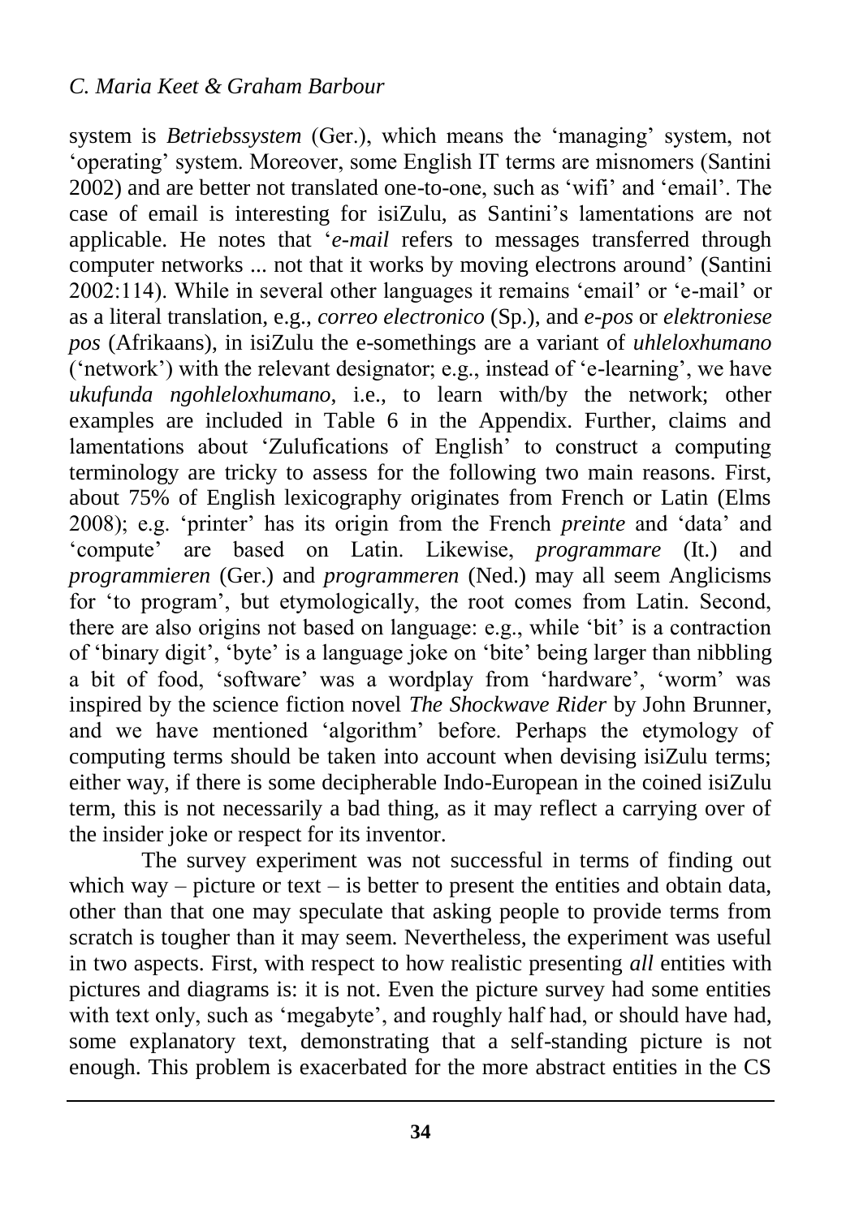system is *Betriebssystem* (Ger.), which means the 'managing' system, not 'operating' system. Moreover, some English IT terms are misnomers (Santini 2002) and are better not translated one-to-one, such as 'wifi' and 'email'. The case of email is interesting for isiZulu, as Santini's lamentations are not applicable. He notes that '*e-mail* refers to messages transferred through computer networks ... not that it works by moving electrons around' (Santini 2002:114). While in several other languages it remains 'email' or 'e-mail' or as a literal translation, e.g., *correo electronico* (Sp.), and *e-pos* or *elektroniese pos* (Afrikaans), in isiZulu the e-somethings are a variant of *uhleloxhumano* ('network') with the relevant designator; e.g., instead of 'e-learning', we have *ukufunda ngohleloxhumano*, i.e., to learn with/by the network; other examples are included in Table 6 in the Appendix. Further, claims and lamentations about 'Zulufications of English' to construct a computing terminology are tricky to assess for the following two main reasons. First, about 75% of English lexicography originates from French or Latin (Elms 2008); e.g. 'printer' has its origin from the French *preinte* and 'data' and 'compute' are based on Latin. Likewise, *programmare* (It.) and *programmieren* (Ger.) and *programmeren* (Ned.) may all seem Anglicisms for 'to program', but etymologically, the root comes from Latin. Second, there are also origins not based on language: e.g., while 'bit' is a contraction of 'binary digit', 'byte' is a language joke on 'bite' being larger than nibbling a bit of food, 'software' was a wordplay from 'hardware', 'worm' was inspired by the science fiction novel *The Shockwave Rider* by John Brunner, and we have mentioned 'algorithm' before. Perhaps the etymology of computing terms should be taken into account when devising isiZulu terms; either way, if there is some decipherable Indo-European in the coined isiZulu term, this is not necessarily a bad thing, as it may reflect a carrying over of the insider joke or respect for its inventor.

The survey experiment was not successful in terms of finding out which way – picture or text – is better to present the entities and obtain data, other than that one may speculate that asking people to provide terms from scratch is tougher than it may seem. Nevertheless, the experiment was useful in two aspects. First, with respect to how realistic presenting *all* entities with pictures and diagrams is: it is not. Even the picture survey had some entities with text only, such as 'megabyte', and roughly half had, or should have had, some explanatory text, demonstrating that a self-standing picture is not enough. This problem is exacerbated for the more abstract entities in the CS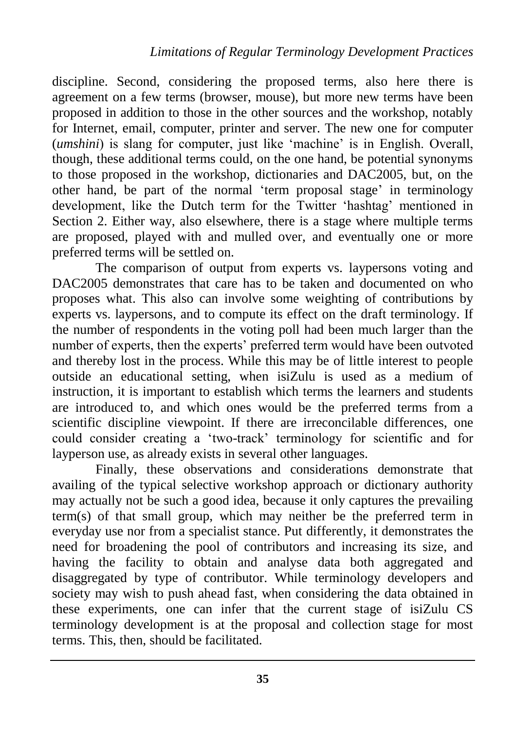discipline. Second, considering the proposed terms, also here there is agreement on a few terms (browser, mouse), but more new terms have been proposed in addition to those in the other sources and the workshop, notably for Internet, email, computer, printer and server. The new one for computer (*umshini*) is slang for computer, just like 'machine' is in English. Overall, though, these additional terms could, on the one hand, be potential synonyms to those proposed in the workshop, dictionaries and DAC2005, but, on the other hand, be part of the normal 'term proposal stage' in terminology development, like the Dutch term for the Twitter 'hashtag' mentioned in Section 2. Either way, also elsewhere, there is a stage where multiple terms are proposed, played with and mulled over, and eventually one or more preferred terms will be settled on.

The comparison of output from experts vs. laypersons voting and DAC2005 demonstrates that care has to be taken and documented on who proposes what. This also can involve some weighting of contributions by experts vs. laypersons, and to compute its effect on the draft terminology. If the number of respondents in the voting poll had been much larger than the number of experts, then the experts' preferred term would have been outvoted and thereby lost in the process. While this may be of little interest to people outside an educational setting, when isiZulu is used as a medium of instruction, it is important to establish which terms the learners and students are introduced to, and which ones would be the preferred terms from a scientific discipline viewpoint. If there are irreconcilable differences, one could consider creating a 'two-track' terminology for scientific and for layperson use, as already exists in several other languages.

Finally, these observations and considerations demonstrate that availing of the typical selective workshop approach or dictionary authority may actually not be such a good idea, because it only captures the prevailing term(s) of that small group, which may neither be the preferred term in everyday use nor from a specialist stance. Put differently, it demonstrates the need for broadening the pool of contributors and increasing its size, and having the facility to obtain and analyse data both aggregated and disaggregated by type of contributor. While terminology developers and society may wish to push ahead fast, when considering the data obtained in these experiments, one can infer that the current stage of isiZulu CS terminology development is at the proposal and collection stage for most terms. This, then, should be facilitated.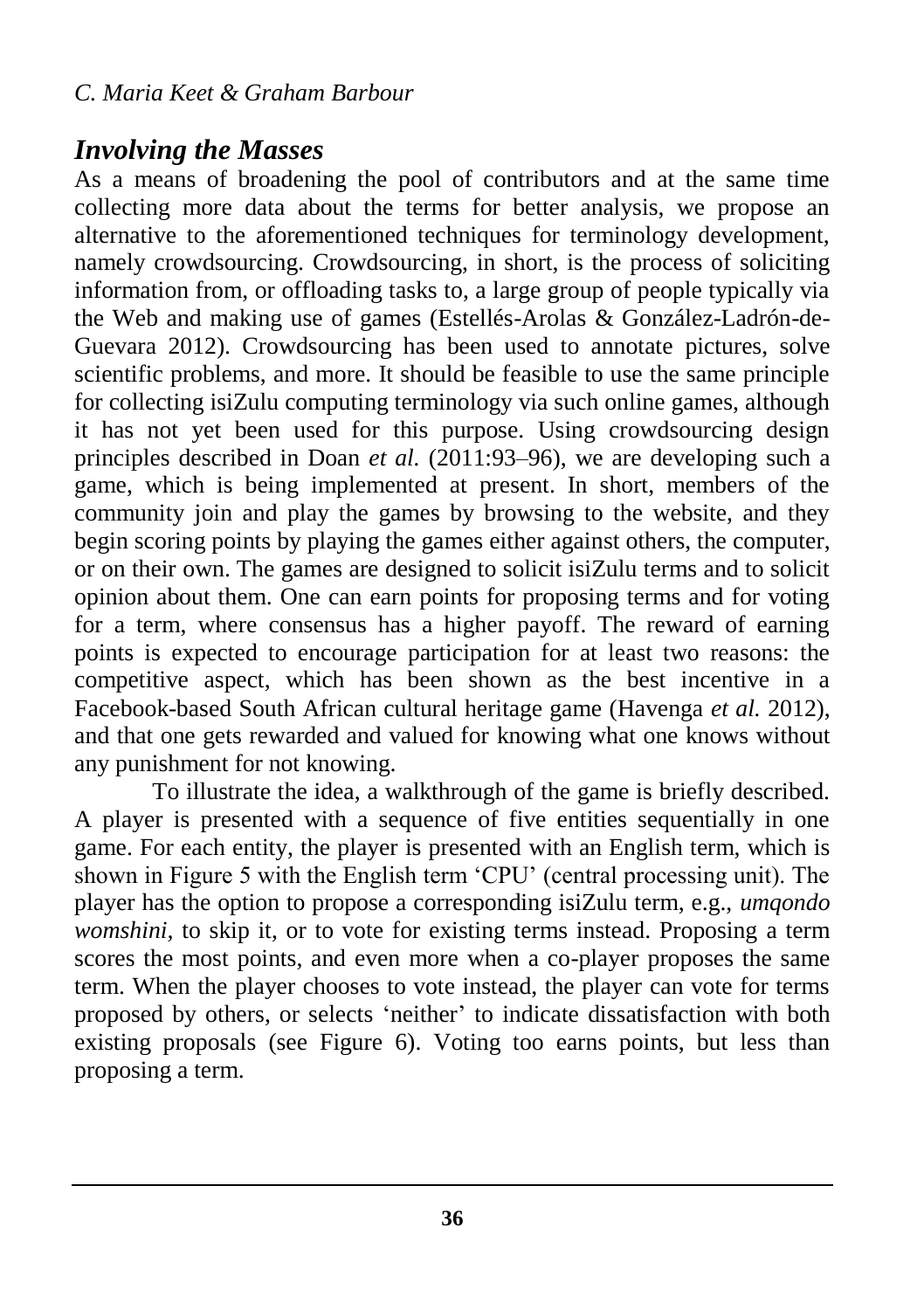## *Involving the Masses*

As a means of broadening the pool of contributors and at the same time collecting more data about the terms for better analysis, we propose an alternative to the aforementioned techniques for terminology development, namely crowdsourcing. Crowdsourcing, in short, is the process of soliciting information from, or offloading tasks to, a large group of people typically via the Web and making use of games (Estellés-Arolas & González-Ladrón-de-Guevara 2012). Crowdsourcing has been used to annotate pictures, solve scientific problems, and more. It should be feasible to use the same principle for collecting isiZulu computing terminology via such online games, although it has not yet been used for this purpose. Using crowdsourcing design principles described in Doan *et al.* (2011:93–96), we are developing such a game, which is being implemented at present. In short, members of the community join and play the games by browsing to the website, and they begin scoring points by playing the games either against others, the computer, or on their own. The games are designed to solicit isiZulu terms and to solicit opinion about them. One can earn points for proposing terms and for voting for a term, where consensus has a higher payoff. The reward of earning points is expected to encourage participation for at least two reasons: the competitive aspect, which has been shown as the best incentive in a Facebook-based South African cultural heritage game (Havenga *et al.* 2012), and that one gets rewarded and valued for knowing what one knows without any punishment for not knowing.

To illustrate the idea, a walkthrough of the game is briefly described. A player is presented with a sequence of five entities sequentially in one game. For each entity, the player is presented with an English term, which is shown in Figure 5 with the English term 'CPU' (central processing unit). The player has the option to propose a corresponding isiZulu term, e.g., *umqondo womshini*, to skip it, or to vote for existing terms instead. Proposing a term scores the most points, and even more when a co-player proposes the same term. When the player chooses to vote instead, the player can vote for terms proposed by others, or selects 'neither' to indicate dissatisfaction with both existing proposals (see Figure 6). Voting too earns points, but less than proposing a term.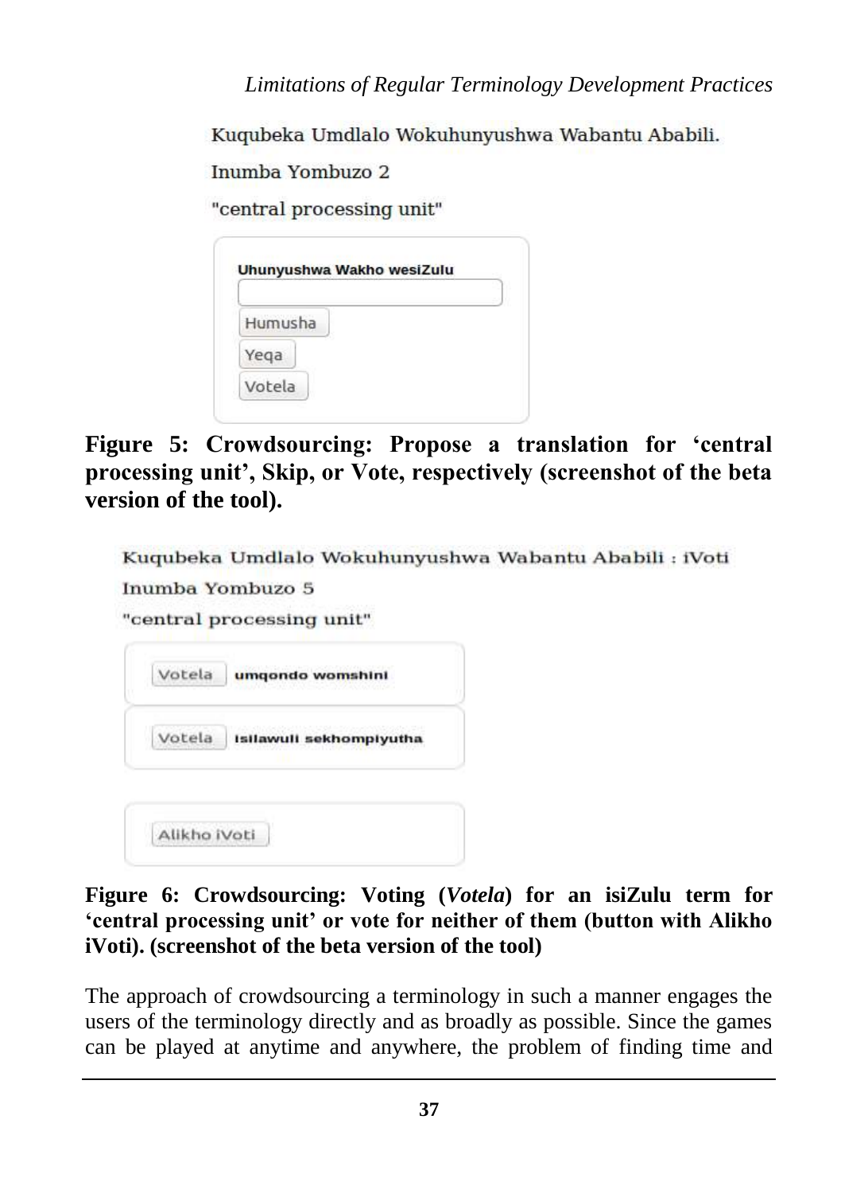Kuqubeka Umdlalo Wokuhunyushwa Wabantu Ababili.

Inumba Yombuzo 2

"central processing unit"

Uhunyushwa Wakho wesiZulu

Humusha

Yeqa

Votela

**Figure 5: Crowdsourcing: Propose a translation for 'central processing unit', Skip, or Vote, respectively (screenshot of the beta version of the tool).**

Kuqubeka Umdlalo Wokuhunyushwa Wabantu Ababili : iVoti

Inumba Yombuzo 5

"central processing unit"

Votela **umqondo womshini**

Votela **isilawuli sekhompiyutha**

Alikho iVoti

**Figure 6: Crowdsourcing: Voting (*Votela*) for an isiZulu term for 'central processing unit' or vote for neither of them (button with Alikho iVoti). (screenshot of the beta version of the tool)**

The approach of crowdsourcing a terminology in such a manner engages the users of the terminology directly and as broadly as possible. Since the games can be played at anytime and anywhere, the problem of finding time and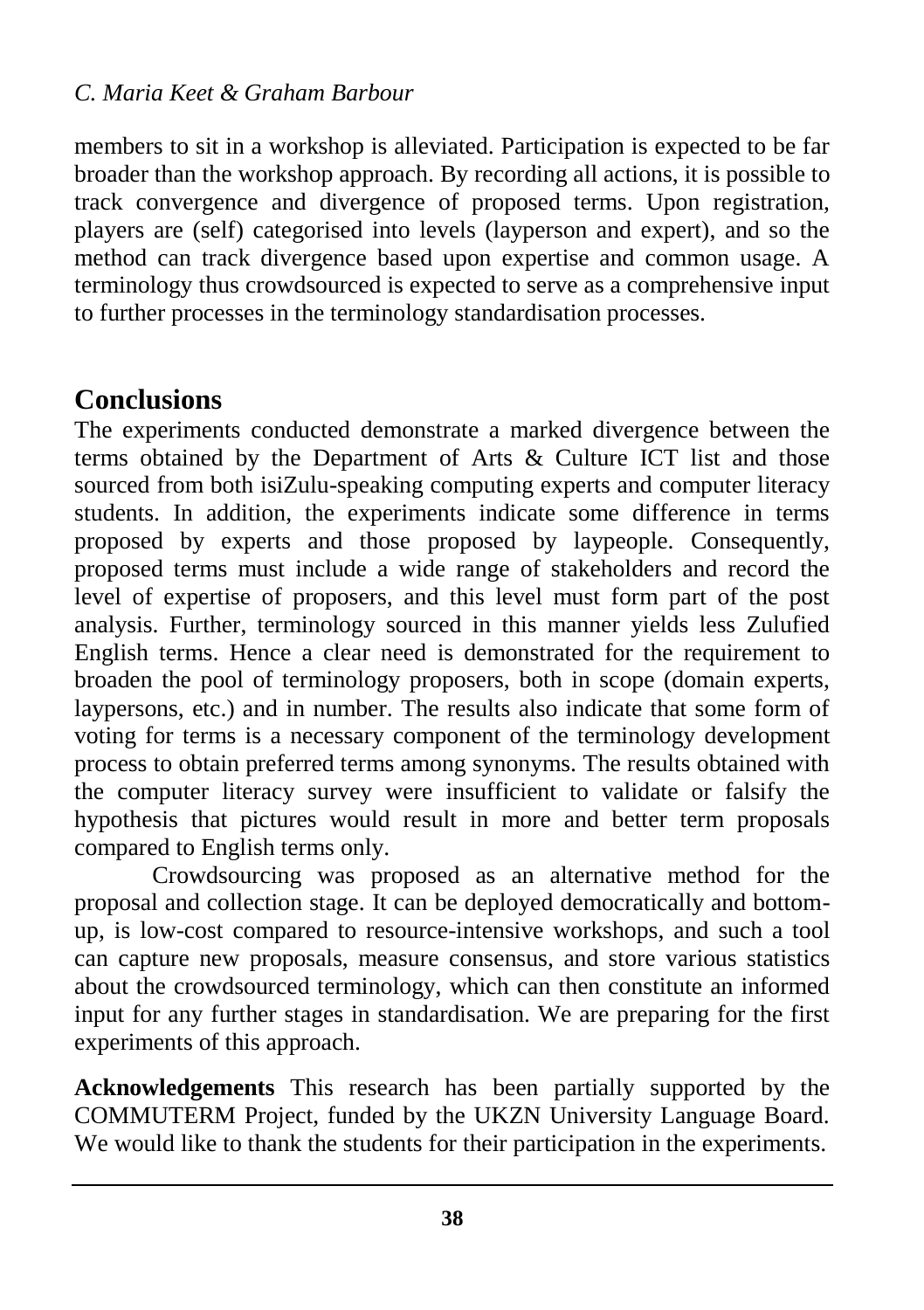members to sit in a workshop is alleviated. Participation is expected to be far broader than the workshop approach. By recording all actions, it is possible to track convergence and divergence of proposed terms. Upon registration, players are (self) categorised into levels (layperson and expert), and so the method can track divergence based upon expertise and common usage. A terminology thus crowdsourced is expected to serve as a comprehensive input to further processes in the terminology standardisation processes.

## Conclusions

The experiments conducted demonstrate a marked divergence between the terms obtained by the Department of Arts & Culture ICT list and those sourced from both isiZulu-speaking computing experts and computer literacy students. In addition, the experiments indicate some difference in terms proposed by experts and those proposed by laypeople. Consequently, proposed terms must include a wide range of stakeholders and record the level of expertise of proposers, and this level must form part of the post analysis. Further, terminology sourced in this manner yields less Zulufied English terms. Hence a clear need is demonstrated for the requirement to broaden the pool of terminology proposers, both in scope (domain experts, laypersons, etc.) and in number. The results also indicate that some form of voting for terms is a necessary component of the terminology development process to obtain preferred terms among synonyms. The results obtained with the computer literacy survey were insufficient to validate or falsify the hypothesis that pictures would result in more and better term proposals compared to English terms only.

Crowdsourcing was proposed as an alternative method for the proposal and collection stage. It can be deployed democratically and bottom-up, is low-cost compared to resource-intensive workshops, and such a tool can capture new proposals, measure consensus, and store various statistics about the crowdsourced terminology, which can then constitute an informed input for any further stages in standardisation. We are preparing for the first experiments of this approach.

**Acknowledgements** This research has been partially supported by the COMMUTERM Project, funded by the UKZN University Language Board. We would like to thank the students for their participation in the experiments.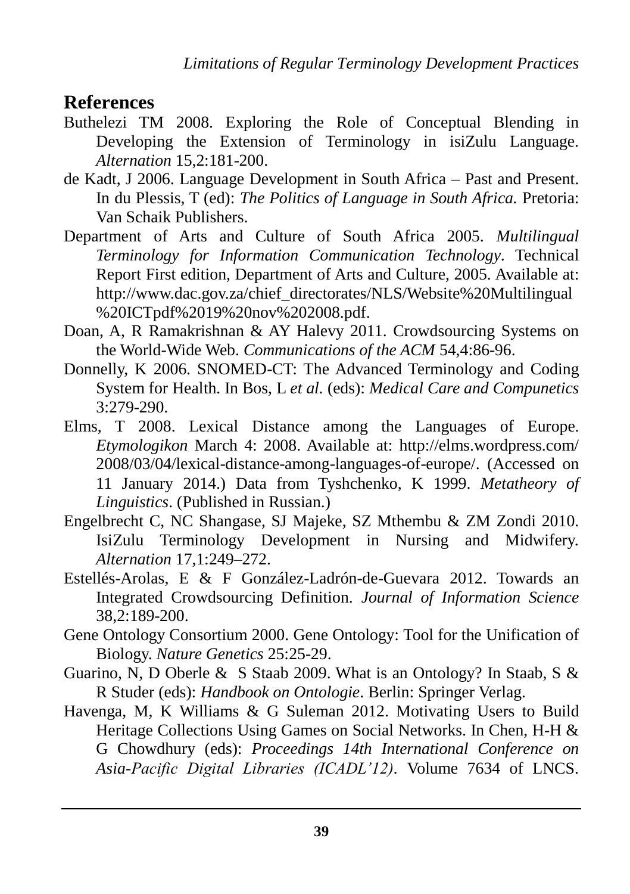## References

Buthelezi TM 2008. Exploring the Role of Conceptual Blending in Developing the Extension of Terminology in isiZulu Language. *Alternation* 15,2:181-200.

de Kadt, J 2006. Language Development in South Africa – Past and Present. In du Plessis, T (ed): *The Politics of Language in South Africa.* Pretoria: Van Schaik Publishers.

Department of Arts and Culture of South Africa 2005. *Multilingual Terminology for Information Communication Technology*. Technical Report First edition, Department of Arts and Culture, 2005. Available at: http://www.dac.gov.za/chief_directorates/NLS/Website%20Multilingual %20ICTpdf%2019%20nov%202008.pdf.

Doan, A, R Ramakrishnan & AY Halevy 2011. Crowdsourcing Systems on the World-Wide Web. *Communications of the ACM* 54,4:86-96.

Donnelly, K 2006. SNOMED-CT: The Advanced Terminology and Coding System for Health. In Bos, L *et al.* (eds): *Medical Care and Compunetics* 3:279-290.

Elms, T 2008. Lexical Distance among the Languages of Europe. *Etymologikon* March 4: 2008. Available at: http://elms.wordpress.com/ 2008/03/04/lexical-distance-among-languages-of-europe/. (Accessed on 11 January 2014.) Data from Tyshchenko, K 1999. *Metatheory of Linguistics*. (Published in Russian.)

Engelbrecht C, NC Shangase, SJ Majeke, SZ Mthembu & ZM Zondi 2010. IsiZulu Terminology Development in Nursing and Midwifery. *Alternation* 17,1:249–272.

Estellés-Arolas, E & F González-Ladrón-de-Guevara 2012. Towards an Integrated Crowdsourcing Definition. *Journal of Information Science* 38,2:189-200.

Gene Ontology Consortium 2000. Gene Ontology: Tool for the Unification of Biology. *Nature Genetics* 25:25-29.

Guarino, N, D Oberle & S Staab 2009. What is an Ontology? In Staab, S & R Studer (eds): *Handbook on Ontologie*. Berlin: Springer Verlag.

Havenga, M, K Williams & G Suleman 2012. Motivating Users to Build Heritage Collections Using Games on Social Networks. In Chen, H-H & G Chowdhury (eds): *Proceedings 14th International Conference on Asia-Pacific Digital Libraries (ICADL'12)*. Volume 7634 of LNCS.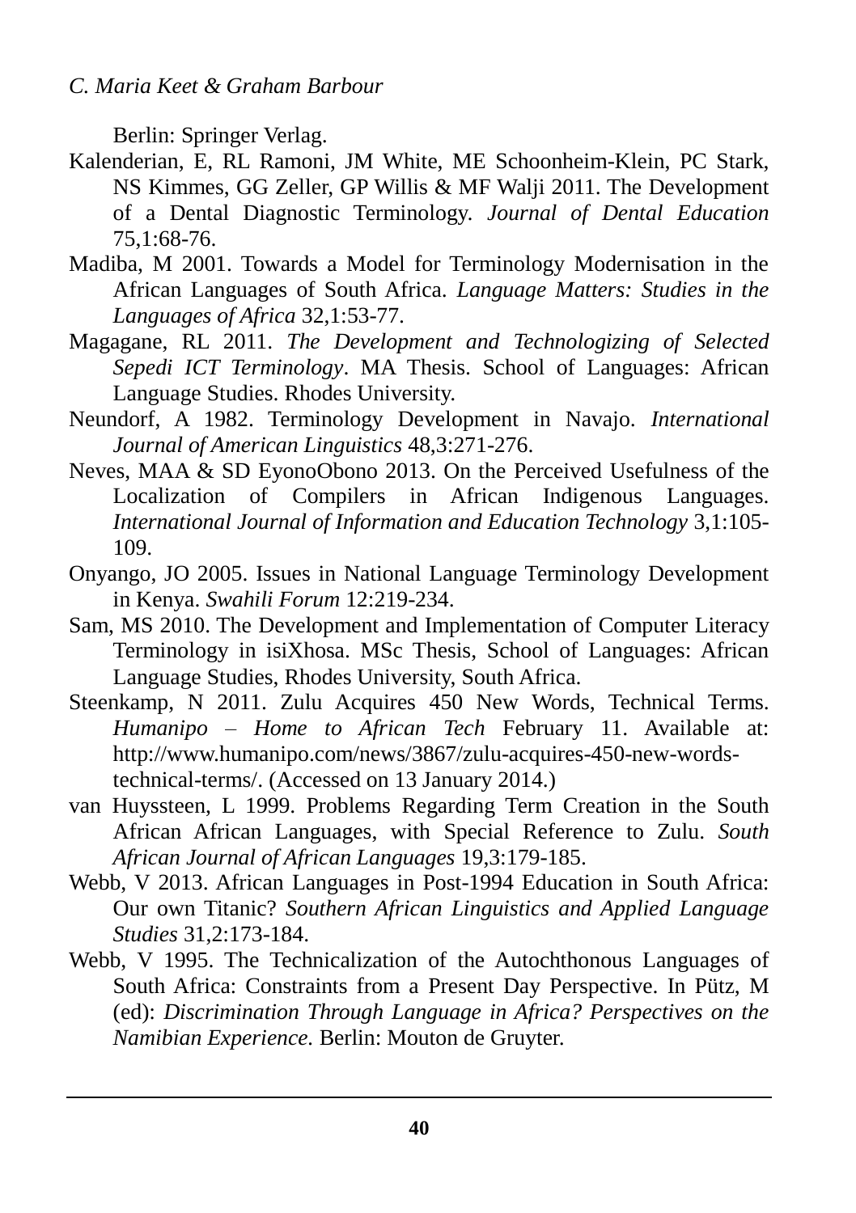Berlin: Springer Verlag.

Kalenderian, E, RL Ramoni, JM White, ME Schoonheim-Klein, PC Stark, NS Kimmes, GG Zeller, GP Willis & MF Walji 2011. The Development of a Dental Diagnostic Terminology. *Journal of Dental Education* 75,1:68-76.

Madiba, M 2001. Towards a Model for Terminology Modernisation in the African Languages of South Africa. *Language Matters: Studies in the Languages of Africa* 32,1:53-77.

Magagane, RL 2011. *The Development and Technologizing of Selected Sepedi ICT Terminology*. MA Thesis. School of Languages: African Language Studies. Rhodes University.

Neundorf, A 1982. Terminology Development in Navajo. *International Journal of American Linguistics* 48,3:271-276.

Neves, MAA & SD EyonoObono 2013. On the Perceived Usefulness of the Localization of Compilers in African Indigenous Languages. *International Journal of Information and Education Technology* 3,1:105-109.

Onyango, JO 2005. Issues in National Language Terminology Development in Kenya. *Swahili Forum* 12:219-234.

Sam, MS 2010. The Development and Implementation of Computer Literacy Terminology in isiXhosa. MSc Thesis, School of Languages: African Language Studies, Rhodes University, South Africa.

Steenkamp, N 2011. Zulu Acquires 450 New Words, Technical Terms. *Humanipo – Home to African Tech* February 11. Available at: http://www.humanipo.com/news/3867/zulu-acquires-450-new-words-technical-terms/. (Accessed on 13 January 2014.)

van Huyssteen, L 1999. Problems Regarding Term Creation in the South African African Languages, with Special Reference to Zulu. *South African Journal of African Languages* 19,3:179-185.

Webb, V 2013. African Languages in Post-1994 Education in South Africa: Our own Titanic? *Southern African Linguistics and Applied Language Studies* 31,2:173-184.

Webb, V 1995. The Technicalization of the Autochthonous Languages of South Africa: Constraints from a Present Day Perspective. In Pütz, M (ed): *Discrimination Through Language in Africa? Perspectives on the Namibian Experience*. Berlin: Mouton de Gruyter.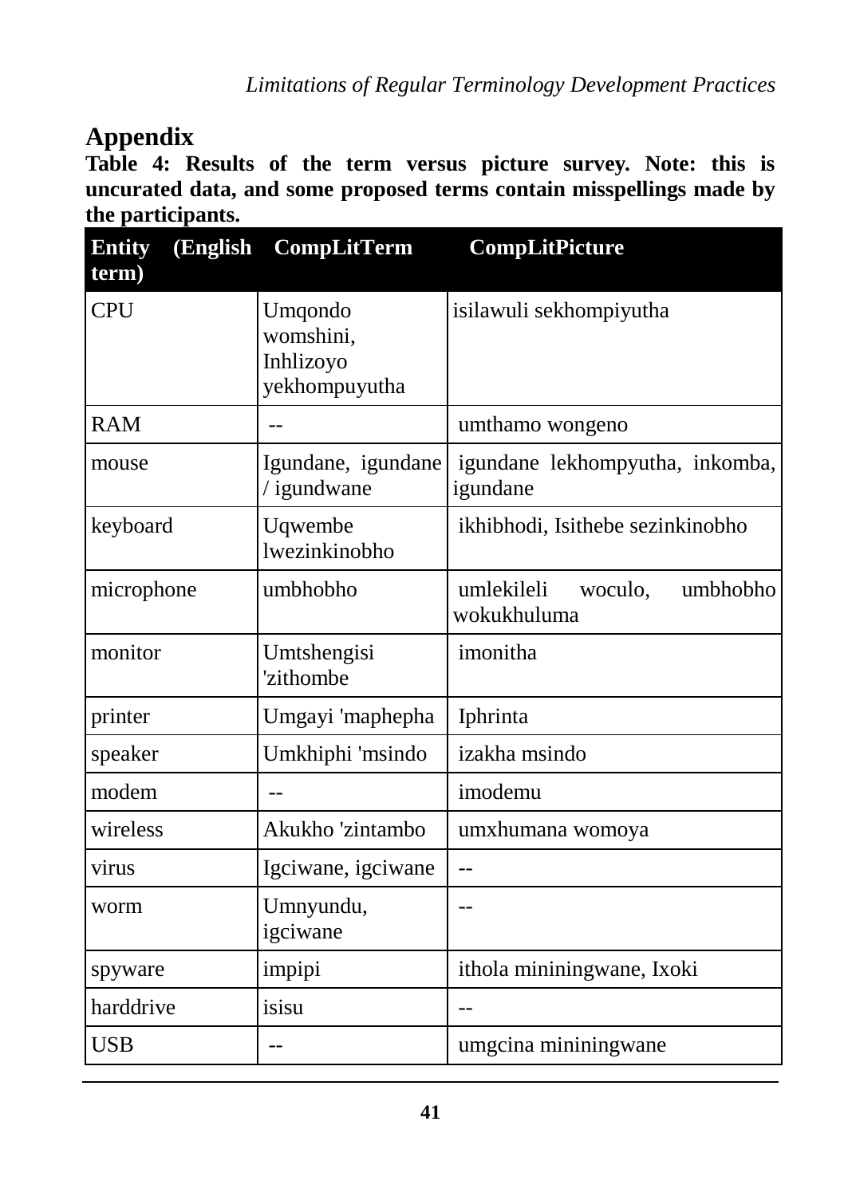## Appendix

**Table 4: Results of the term versus picture survey. Note: this is uncurated data, and some proposed terms contain misspellings made by the participants.**

| Entity (English term) | CompLitTerm | CompLitPicture |
|---|---|---|
| CPU | Umqondo womshini, Inhlizoyo yekhompuyutha | isilawuli sekhompiyutha |
| RAM | -- | umthamo wongeno |
| mouse | Igundane, igundane / igundwane | igundane lekhompyutha, inkomba, igundane |
| keyboard | Uqwembe lwezinkinobho | ikhibhodi, Isithebe sezinkinobho |
| microphone | umbhobho | umlekileli woculo, umbhobho wokukhuluma |
| monitor | Umtshengisi 'zithombe | imonitha |
| printer | Umgayi 'maphepha | Iphrinta |
| speaker | Umkhiphi 'msindo | izakha msindo |
| modem | -- | imodemu |
| wireless | Akukho 'zintambo | umxhumana womoya |
| virus | Igciwane, igciwane | -- |
| worm | Umnyundu, igciwane | -- |
| spyware | impipi | ithola mininingwane, Ixoki |
| harddrive | isisu | -- |
| USB | -- | umgcina mininingwane |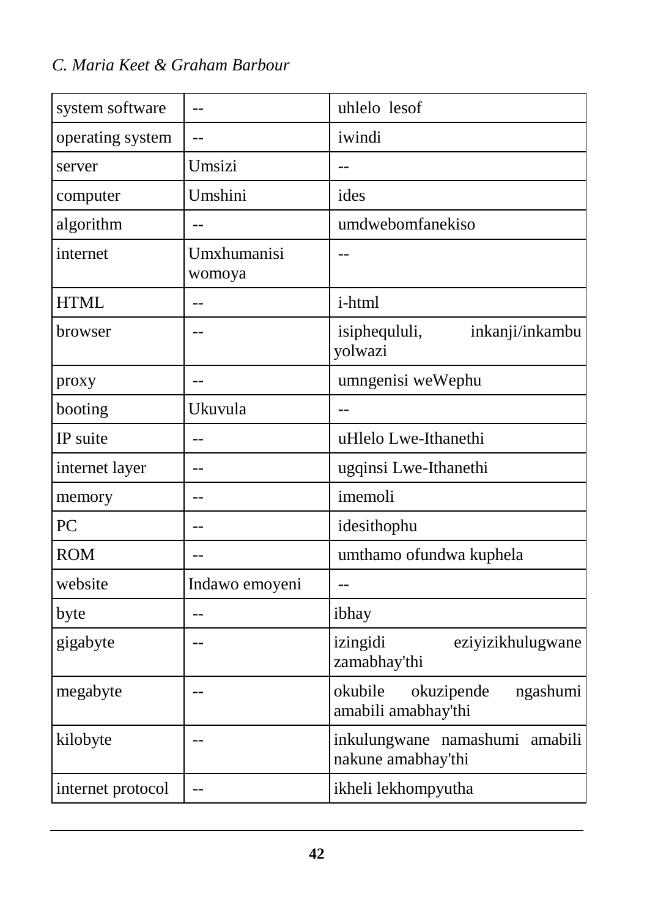| system software | -- | uhlelo lesof |
|---|---|---|
| operating system | -- | iwindi |
| server | Umsizi | -- |
| computer | Umshini | ides |
| algorithm | -- | umdwebomfanekiso |
| internet | Umxhumanisi womoya | -- |
| HTML | -- | i-html |
| browser | -- | isiphequluli, inkanji/inkambu yolwazi |
| proxy | -- | umngenisi weWephu |
| booting | Ukuvula | -- |
| IP suite | -- | uHlelo Lwe-Ithanethi |
| internet layer | -- | ugqinsi Lwe-Ithanethi |
| memory | -- | imemoli |
| PC | -- | idesithophu |
| ROM | -- | umthamo ofundwa kuphela |
| website | Indawo emoyeni | -- |
| byte | -- | ibhay |
| gigabyte | -- | izingidi eziyizikhulugwane zamabhay'thi |
| megabyte | -- | okubile okuzipende ngashumi amabili amabhay'thi |
| kilobyte | -- | inkulungwane namashumi amabili nakune amabhay'thi |
| internet protocol | -- | ikheli lekhompyutha |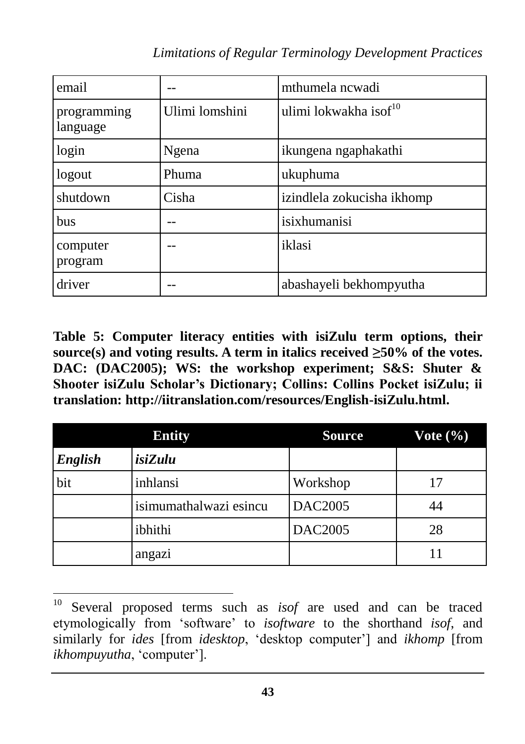| email | -- | mthumela ncwadi |
|---|---|---|
| programming language | Ulimi lomshini | ulimi lokwakha isof[10] |
| login | Ngena | ikungena ngaphakathi |
| logout | Phuma | ukuphuma |
| shutdown | Cisha | izindlela zokucisha ikhomp |
| bus | -- | isixhumanisi |
| computer program | -- | iklasi |
| driver | -- | abashayeli bekhompyutha |

**Table 5: Computer literacy entities with isiZulu term options, their source(s) and voting results. A term in italics received ≥50% of the votes. DAC: (DAC2005); WS: the workshop experiment; S&S: Shuter & Shooter isiZulu Scholar's Dictionary; Collins: Collins Pocket isiZulu; ii translation: http://iitranslation.com/resources/English-isiZulu.html.**

| **Entity** | | **Source** | **Vote (%)** |
|---|---|---|---|
| ***English*** | ***isiZulu*** | | |
| bit | inhlansi | Workshop | 17 |
| | isimumathalwazi esincu | DAC2005 | 44 |
| | ibhithi | DAC2005 | 28 |
| | angazi | | 11 |

[10] Several proposed terms such as *isof* are used and can be traced etymologically from 'software' to *isoftware* to the shorthand *isof*, and similarly for *ides* [from *idesktop*, 'desktop computer'] and *ikhomp* [from *ikhompuyutha*, 'computer'].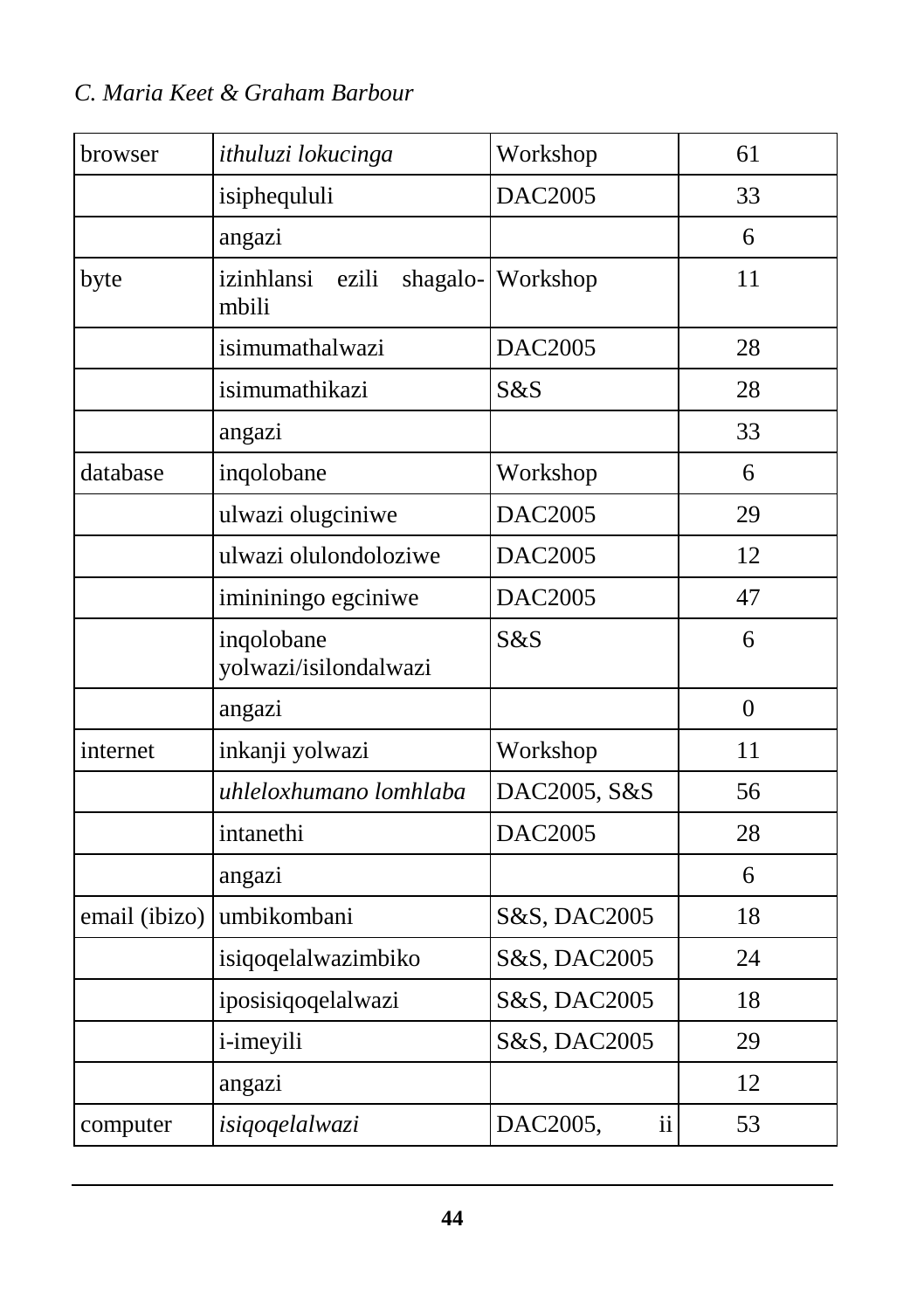| browser | *ithuluzi lokucinga* | Workshop | 61 |
|---|---|---|---|
| | isiphequluli | DAC2005 | 33 |
| | angazi | | 6 |
| byte | izinhlansi ezili shagalo-mbili | Workshop | 11 |
| | isimumathalwazi | DAC2005 | 28 |
| | isimumathikazi | S&S | 28 |
| | angazi | | 33 |
| database | inqolobane | Workshop | 6 |
| | ulwazi olugciniwe | DAC2005 | 29 |
| | ulwazi olulondoloziwe | DAC2005 | 12 |
| | imininingo egciniwe | DAC2005 | 47 |
| | inqolobane yolwazi/isilondalwazi | S&S | 6 |
| | angazi | | 0 |
| internet | inkanji yolwazi | Workshop | 11 |
| | *uhleloxhumano lomhlaba* | DAC2005, S&S | 56 |
| | intanethi | DAC2005 | 28 |
| | angazi | | 6 |
| email (ibizo) | umbikombani | S&S, DAC2005 | 18 |
| | isiqoqelalwazimbiko | S&S, DAC2005 | 24 |
| | iposisiqoqelalwazi | S&S, DAC2005 | 18 |
| | i-imeyili | S&S, DAC2005 | 29 |
| | angazi | | 12 |
| computer | *isiqoqelalwazi* | DAC2005, ii | 53 |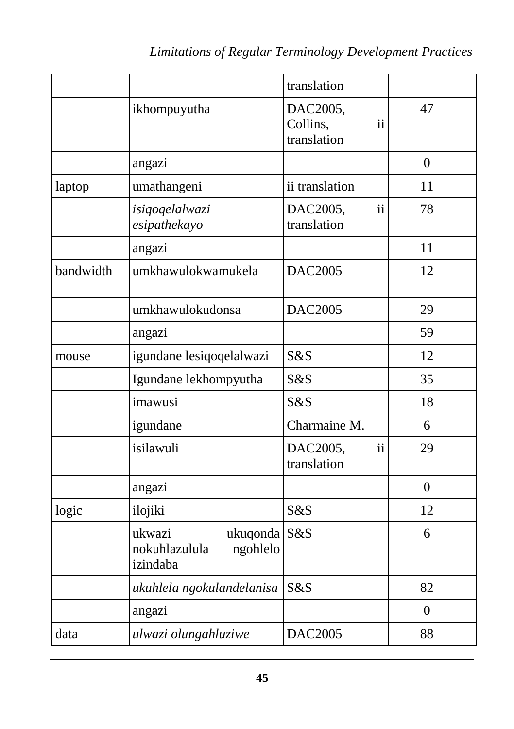| | | translation | |
|---|---|---|---|
| | ikhompuyutha | DAC2005, Collins, ii translation | 47 |
| | angazi | | 0 |
| laptop | umathangeni | ii translation | 11 |
| | *isiqoqelalwazi esipathekayo* | DAC2005, ii translation | 78 |
| | angazi | | 11 |
| bandwidth | umkhawulokwamukela | DAC2005 | 12 |
| | umkhawulokudonsa | DAC2005 | 29 |
| | angazi | | 59 |
| mouse | igundane lesiqoqelalwazi | S&S | 12 |
| | Igundane lekhompyutha | S&S | 35 |
| | imawusi | S&S | 18 |
| | igundane | Charmaine M. | 6 |
| | isilawuli | DAC2005, ii translation | 29 |
| | angazi | | 0 |
| logic | ilojiki | S&S | 12 |
| | ukwazi ukuqonda nokuhlazulula ngohlelo izindaba | S&S | 6 |
| | *ukuhlela ngokulandelanisa* | S&S | 82 |
| | angazi | | 0 |
| data | *ulwazi olungahluziwe* | DAC2005 | 88 |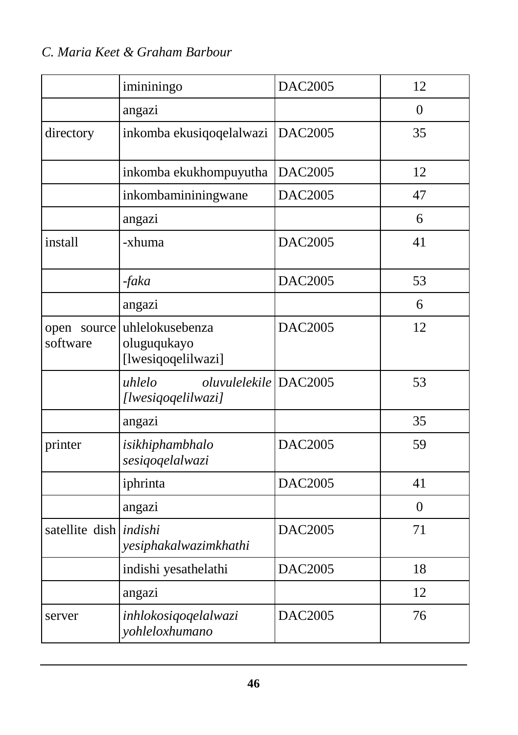| | imininingo | DAC2005 | 12 |
|---|---|---|---|
| | angazi | | 0 |
| directory | inkomba ekusiqoqelalwazi | DAC2005 | 35 |
| | inkomba ekukhompuyutha | DAC2005 | 12 |
| | inkombamininingwane | DAC2005 | 47 |
| | angazi | | 6 |
| install | -xhuma | DAC2005 | 41 |
| | *-faka* | DAC2005 | 53 |
| | angazi | | 6 |
| open source software | uhlelokusebenza oluguqukayo [lwesiqoqelilwazi] | DAC2005 | 12 |
| | *uhlelo oluvulelekile [lwesiqoqelilwazi]* | DAC2005 | 53 |
| | angazi | | 35 |
| printer | *isikhiphambhalo sesiqoqelalwazi* | DAC2005 | 59 |
| | iphrinta | DAC2005 | 41 |
| | angazi | | 0 |
| satellite dish | *indishi yesiphakalwazimkhathi* | DAC2005 | 71 |
| | indishi yesathelathi | DAC2005 | 18 |
| | angazi | | 12 |
| server | *inhlokosiqoqelalwazi yohleloxhumano* | DAC2005 | 76 |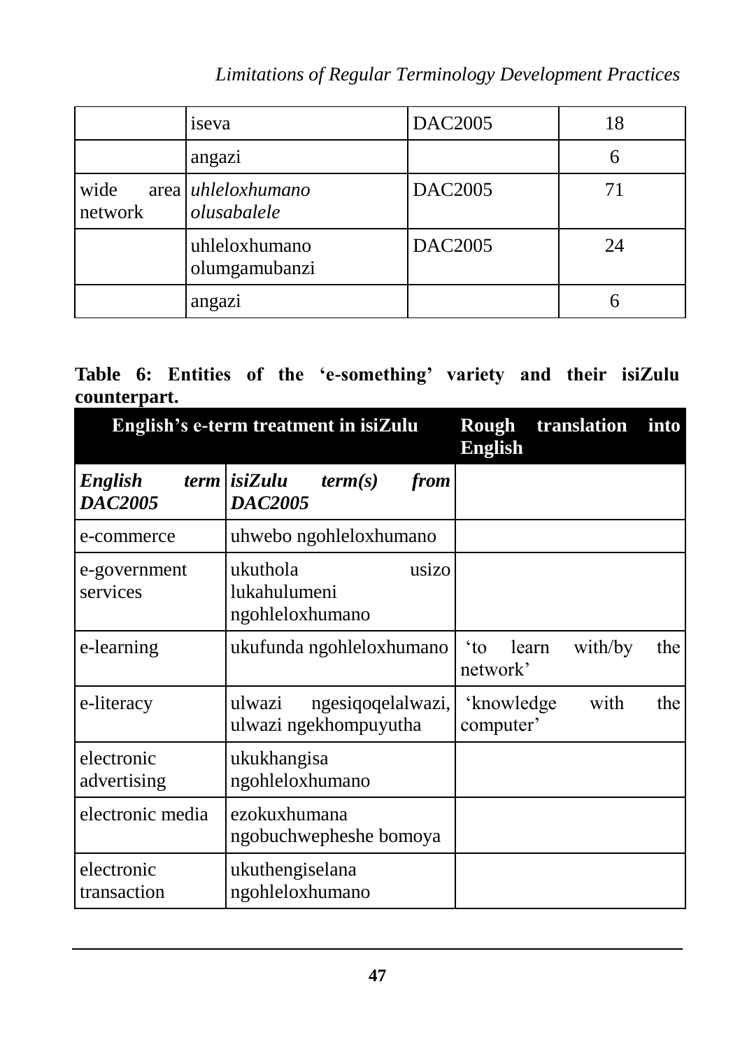| | iseva | DAC2005 | 18 |
|---|---|---|---|
| | angazi | | 6 |
| wide area network | *uhleloxhumano olusabalele* | DAC2005 | 71 |
| | uhleloxhumano olumgamubanzi | DAC2005 | 24 |
| | angazi | | 6 |

**Table 6: Entities of the 'e-something' variety and their isiZulu counterpart.**

| English's e-term treatment in isiZulu | | Rough translation into English |
|---|---|---|
| ***English term DAC2005*** | ***isiZulu term(s) from DAC2005*** | |
| e-commerce | uhwebo ngohleloxhumano | |
| e-government services | ukuthola usizo lukahulumeni ngohleloxhumano | |
| e-learning | ukufunda ngohleloxhumano | 'to learn with/by the network' |
| e-literacy | ulwazi ngesiqoqelalwazi, ulwazi ngekhompuyutha | 'knowledge with the computer' |
| electronic advertising | ukukhangisa ngohleloxhumano | |
| electronic media | ezokuxhumana ngobuchwepheshe bomoya | |
| electronic transaction | ukuthengiselana ngohleloxhumano | |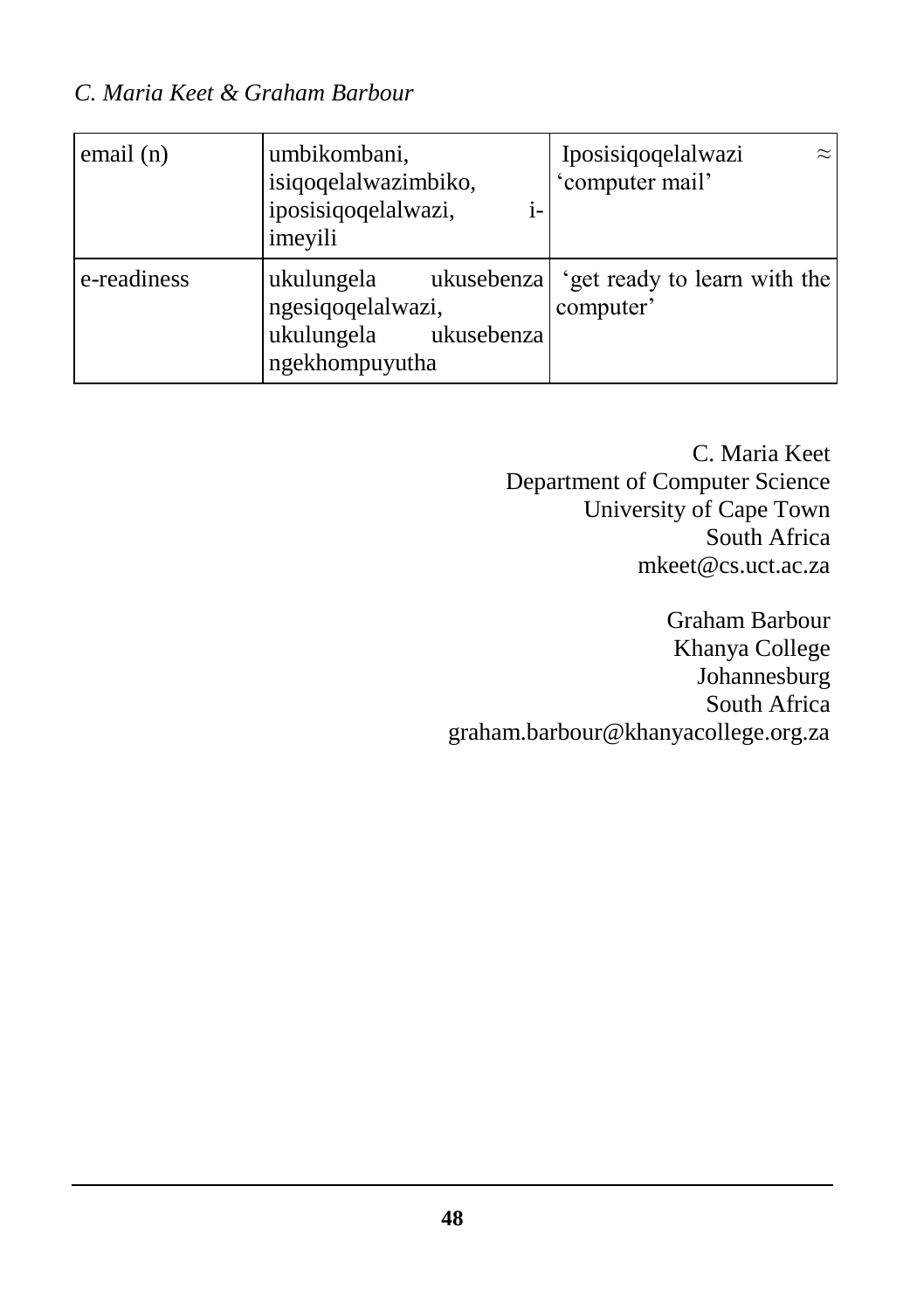| | | |
|---|---|---|
| email (n) | umbikombani, isiqoqelalwazimbiko, iposisiqoqelalwazi, i-imeyili | Iposisiqoqelalwazi ≈ 'computer mail' |
| e-readiness | ukulungela ukusebenza ngesiqoqelalwazi, ukulungela ukusebenza ngekhompuyutha | 'get ready to learn with the computer' |

C. Maria Keet
Department of Computer Science
University of Cape Town
South Africa
mkeet@cs.uct.ac.za

Graham Barbour
Khanya College
Johannesburg
South Africa
graham.barbour@khanyacollege.org.za